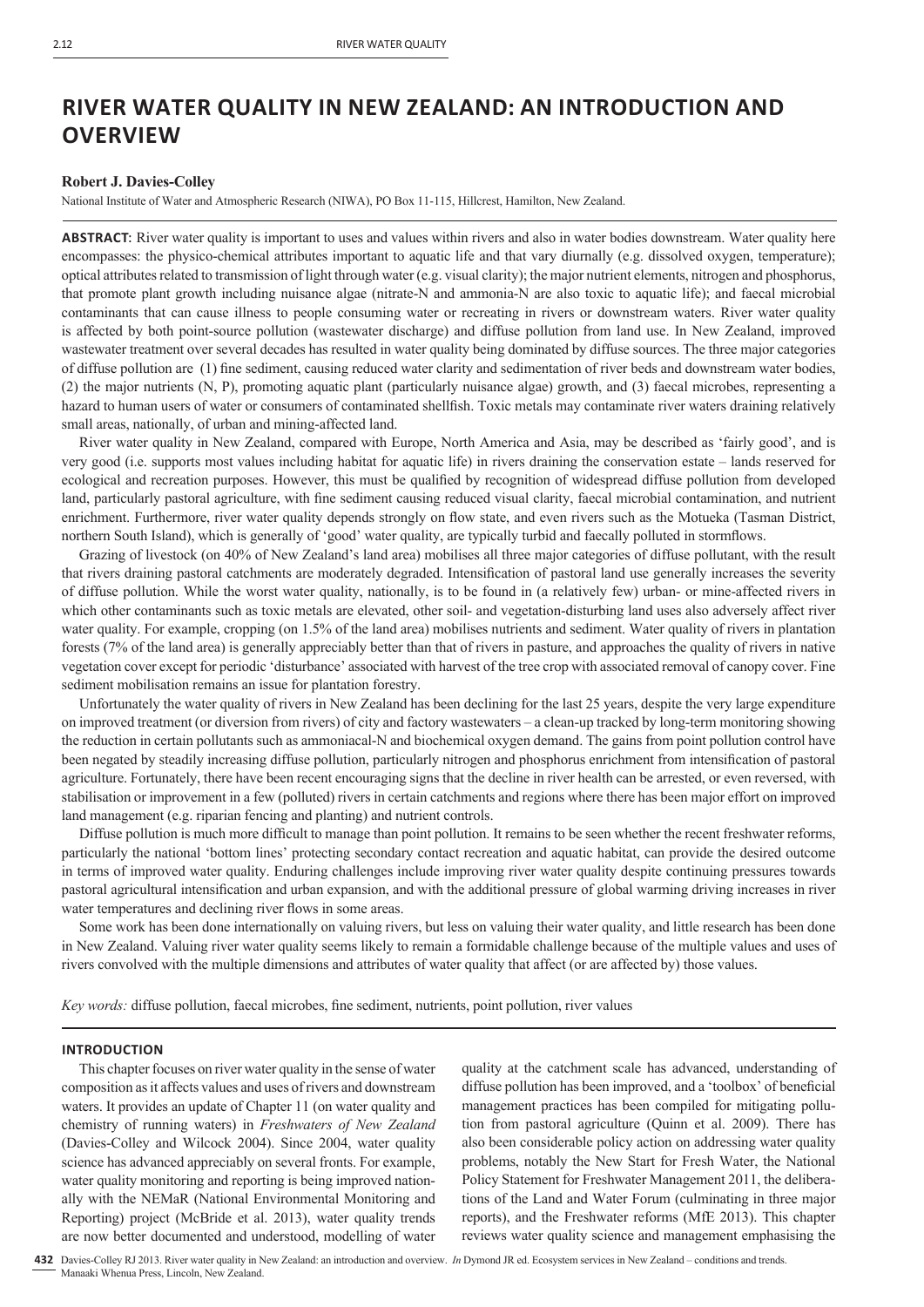# RIVER WATER QUALITY IN NEW ZEALAND: AN INTRODUCTION AND OVERVIEW

**Robert J. Davies-Colley**

National Institute of Water and Atmospheric Research (NIWA), PO Box 11-115, Hillcrest, Hamilton, New Zealand.

**ABSTRACT:** River water quality is important to uses and values within rivers and also in water bodies downstream. Water quality here encompasses: the physico-chemical attributes important to aquatic life and that vary diurnally (e.g. dissolved oxygen, temperature); optical attributes related to transmission of light through water (e.g. visual clarity); the major nutrient elements, nitrogen and phosphorus, that promote plant growth including nuisance algae (nitrate-N and ammonia-N are also toxic to aquatic life); and faecal microbial contaminants that can cause illness to people consuming water or recreating in rivers or downstream waters. River water quality is affected by both point-source pollution (wastewater discharge) and diffuse pollution from land use. In New Zealand, improved wastewater treatment over several decades has resulted in water quality being dominated by diffuse sources. The three major categories of diffuse pollution are (1) fine sediment, causing reduced water clarity and sedimentation of river beds and downstream water bodies, (2) the major nutrients (N, P), promoting aquatic plant (particularly nuisance algae) growth, and (3) faecal microbes, representing a hazard to human users of water or consumers of contaminated shellfish. Toxic metals may contaminate river waters draining relatively small areas, nationally, of urban and mining-affected land.

River water quality in New Zealand, compared with Europe, North America and Asia, may be described as 'fairly good', and is very good (i.e. supports most values including habitat for aquatic life) in rivers draining the conservation estate – lands reserved for ecological and recreation purposes. However, this must be qualified by recognition of widespread diffuse pollution from developed land, particularly pastoral agriculture, with fine sediment causing reduced visual clarity, faecal microbial contamination, and nutrient enrichment. Furthermore, river water quality depends strongly on flow state, and even rivers such as the Motueka (Tasman District, northern South Island), which is generally of 'good' water quality, are typically turbid and faecally polluted in stormflows.

Grazing of livestock (on 40% of New Zealand's land area) mobilises all three major categories of diffuse pollutant, with the result that rivers draining pastoral catchments are moderately degraded. Intensification of pastoral land use generally increases the severity of diffuse pollution. While the worst water quality, nationally, is to be found in (a relatively few) urban- or mine-affected rivers in which other contaminants such as toxic metals are elevated, other soil- and vegetation-disturbing land uses also adversely affect river water quality. For example, cropping (on 1.5% of the land area) mobilises nutrients and sediment. Water quality of rivers in plantation forests (7% of the land area) is generally appreciably better than that of rivers in pasture, and approaches the quality of rivers in native vegetation cover except for periodic 'disturbance' associated with harvest of the tree crop with associated removal of canopy cover. Fine sediment mobilisation remains an issue for plantation forestry.

Unfortunately the water quality of rivers in New Zealand has been declining for the last 25 years, despite the very large expenditure on improved treatment (or diversion from rivers) of city and factory wastewaters – a clean-up tracked by long-term monitoring showing the reduction in certain pollutants such as ammoniacal-N and biochemical oxygen demand. The gains from point pollution control have been negated by steadily increasing diffuse pollution, particularly nitrogen and phosphorus enrichment from intensification of pastoral agriculture. Fortunately, there have been recent encouraging signs that the decline in river health can be arrested, or even reversed, with stabilisation or improvement in a few (polluted) rivers in certain catchments and regions where there has been major effort on improved land management (e.g. riparian fencing and planting) and nutrient controls.

Diffuse pollution is much more difficult to manage than point pollution. It remains to be seen whether the recent freshwater reforms, particularly the national 'bottom lines' protecting secondary contact recreation and aquatic habitat, can provide the desired outcome in terms of improved water quality. Enduring challenges include improving river water quality despite continuing pressures towards pastoral agricultural intensification and urban expansion, and with the additional pressure of global warming driving increases in river water temperatures and declining river flows in some areas.

Some work has been done internationally on valuing rivers, but less on valuing their water quality, and little research has been done in New Zealand. Valuing river water quality seems likely to remain a formidable challenge because of the multiple values and uses of rivers convolved with the multiple dimensions and attributes of water quality that affect (or are affected by) those values.

*Key words:* diffuse pollution, faecal microbes, fine sediment, nutrients, point pollution, river values

## INTRODUCTION

This chapter focuses on river water quality in the sense of water composition as it affects values and uses of rivers and downstream waters. It provides an update of Chapter 11 (on water quality and chemistry of running waters) in *Freshwaters of New Zealand* (Davies-Colley and Wilcock 2004). Since 2004, water quality science has advanced appreciably on several fronts. For example, water quality monitoring and reporting is being improved nationally with the NEMaR (National Environmental Monitoring and Reporting) project (McBride et al. 2013), water quality trends are now better documented and understood, modelling of water quality at the catchment scale has advanced, understanding of diffuse pollution has been improved, and a 'toolbox' of beneficial management practices has been compiled for mitigating pollution from pastoral agriculture (Quinn et al. 2009). There has also been considerable policy action on addressing water quality problems, notably the New Start for Fresh Water, the National Policy Statement for Freshwater Management 2011, the deliberations of the Land and Water Forum (culminating in three major reports), and the Freshwater reforms (MfE 2013). This chapter reviews water quality science and management emphasising the

Davies-Colley RJ 2013. River water quality in New Zealand: an introduction and overview. *In* Dymond JR ed. Ecosystem services in New Zealand – conditions and trends. Manaaki Whenua Press, Lincoln, New Zealand.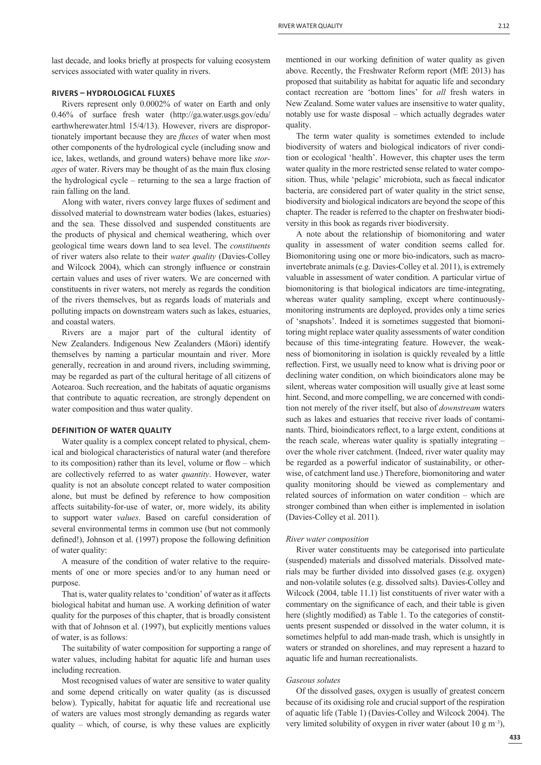last decade, and looks briefly at prospects for valuing ecosystem services associated with water quality in rivers.

## RIVERS – HYDROLOGICAL FLUXES

Rivers represent only 0.0002% of water on Earth and only 0.46% of surface fresh water (http://ga.water.usgs.gov/edu/earthwherewater.html 15/4/13). However, rivers are disproportionately important because they are *fluxes* of water when most other components of the hydrological cycle (including snow and ice, lakes, wetlands, and ground waters) behave more like *storages* of water. Rivers may be thought of as the main flux closing the hydrological cycle – returning to the sea a large fraction of rain falling on the land.

Along with water, rivers convey large fluxes of sediment and dissolved material to downstream water bodies (lakes, estuaries) and the sea. These dissolved and suspended constituents are the products of physical and chemical weathering, which over geological time wears down land to sea level. The *constituents* of river waters also relate to their *water quality* (Davies-Colley and Wilcock 2004), which can strongly influence or constrain certain values and uses of river waters. We are concerned with constituents in river waters, not merely as regards the condition of the rivers themselves, but as regards loads of materials and polluting impacts on downstream waters such as lakes, estuaries, and coastal waters.

Rivers are a major part of the cultural identity of New Zealanders. Indigenous New Zealanders (Māori) identify themselves by naming a particular mountain and river. More generally, recreation in and around rivers, including swimming, may be regarded as part of the cultural heritage of all citizens of Aotearoa. Such recreation, and the habitats of aquatic organisms that contribute to aquatic recreation, are strongly dependent on water composition and thus water quality.

## DEFINITION OF WATER QUALITY

Water quality is a complex concept related to physical, chemical and biological characteristics of natural water (and therefore to its composition) rather than its level, volume or flow – which are collectively referred to as water *quantity*. However, water quality is not an absolute concept related to water composition alone, but must be defined by reference to how composition affects suitability-for-use of water, or, more widely, its ability to support water *values*. Based on careful consideration of several environmental terms in common use (but not commonly defined!), Johnson et al. (1997) propose the following definition of water quality:

A measure of the condition of water relative to the requirements of one or more species and/or to any human need or purpose.

That is, water quality relates to 'condition' of water as it affects biological habitat and human use. A working definition of water quality for the purposes of this chapter, that is broadly consistent with that of Johnson et al. (1997), but explicitly mentions values of water, is as follows:

The suitability of water composition for supporting a range of water values, including habitat for aquatic life and human uses including recreation.

Most recognised values of water are sensitive to water quality and some depend critically on water quality (as is discussed below). Typically, habitat for aquatic life and recreational use of waters are values most strongly demanding as regards water quality – which, of course, is why these values are explicitly mentioned in our working definition of water quality as given above. Recently, the Freshwater Reform report (MfE 2013) has proposed that suitability as habitat for aquatic life and secondary contact recreation are 'bottom lines' for *all* fresh waters in New Zealand. Some water values are insensitive to water quality, notably use for waste disposal – which actually degrades water quality.

The term water quality is sometimes extended to include biodiversity of waters and biological indicators of river condition or ecological 'health'. However, this chapter uses the term water quality in the more restricted sense related to water composition. Thus, while 'pelagic' microbiota, such as faecal indicator bacteria, are considered part of water quality in the strict sense, biodiversity and biological indicators are beyond the scope of this chapter. The reader is referred to the chapter on freshwater biodiversity in this book as regards river biodiversity.

A note about the relationship of biomonitoring and water quality in assessment of water condition seems called for. Biomonitoring using one or more bio-indicators, such as macroinvertebrate animals (e.g. Davies-Colley et al. 2011), is extremely valuable in assessment of water condition. A particular virtue of biomonitoring is that biological indicators are time-integrating, whereas water quality sampling, except where continuously-monitoring instruments are deployed, provides only a time series of 'snapshots'. Indeed it is sometimes suggested that biomonitoring might replace water quality assessments of water condition because of this time-integrating feature. However, the weakness of biomonitoring in isolation is quickly revealed by a little reflection. First, we usually need to know what is driving poor or declining water condition, on which bioindicators alone may be silent, whereas water composition will usually give at least some hint. Second, and more compelling, we are concerned with condition not merely of the river itself, but also of *downstream* waters such as lakes and estuaries that receive river loads of contaminants. Third, bioindicators reflect, to a large extent, conditions at the reach scale, whereas water quality is spatially integrating – over the whole river catchment. (Indeed, river water quality may be regarded as a powerful indicator of sustainability, or otherwise, of catchment land use.) Therefore, biomonitoring and water quality monitoring should be viewed as complementary and related sources of information on water condition – which are stronger combined than when either is implemented in isolation (Davies-Colley et al. 2011).

### *River water composition*

River water constituents may be categorised into particulate (suspended) materials and dissolved materials. Dissolved materials may be further divided into dissolved gases (e.g. oxygen) and non-volatile solutes (e.g. dissolved salts). Davies-Colley and Wilcock (2004, table 11.1) list constituents of river water with a commentary on the significance of each, and their table is given here (slightly modified) as Table 1. To the categories of constituents present suspended or dissolved in the water column, it is sometimes helpful to add man-made trash, which is unsightly in waters or stranded on shorelines, and may represent a hazard to aquatic life and human recreationalists.

### *Gaseous solutes*

Of the dissolved gases, oxygen is usually of greatest concern because of its oxidising role and crucial support of the respiration of aquatic life (Table 1) (Davies-Colley and Wilcock 2004). The very limited solubility of oxygen in river water (about 10 g $m^{-3}$),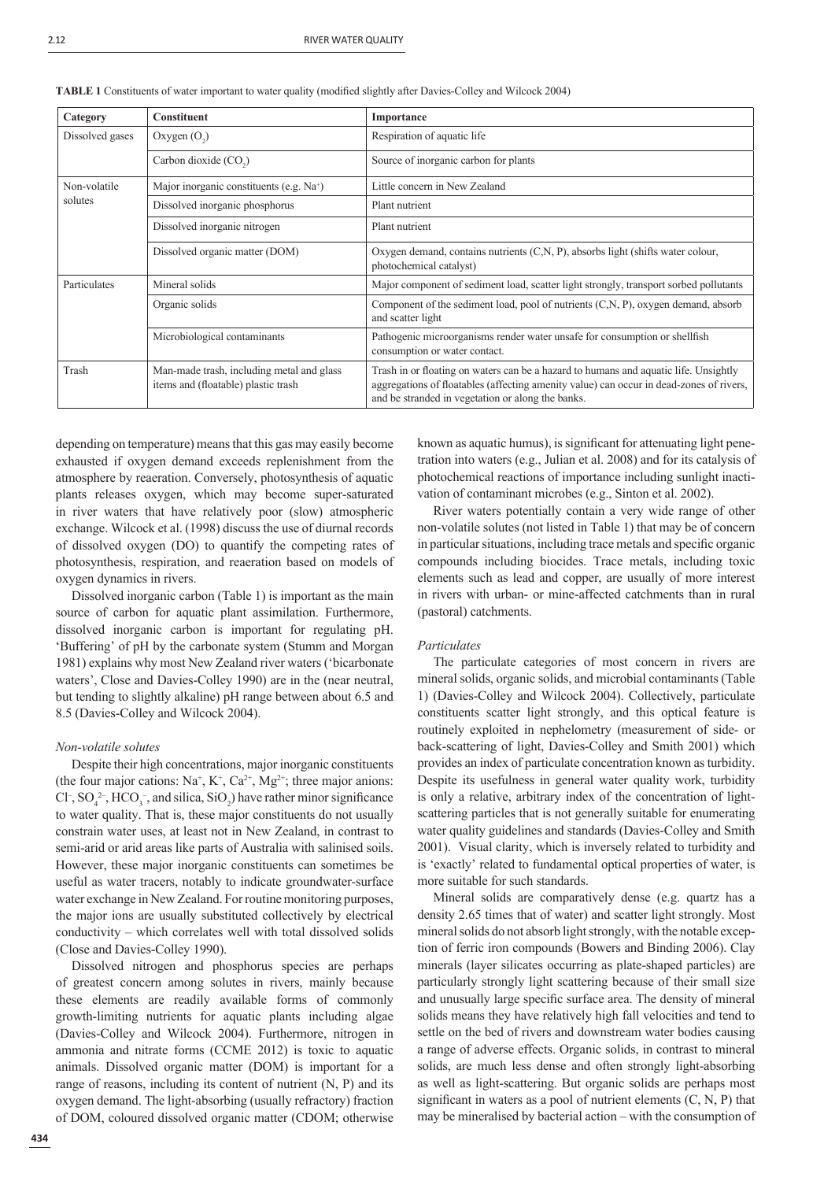**TABLE 1** Constituents of water important to water quality (modified slightly after Davies-Colley and Wilcock 2004)

| Category | Constituent | Importance |
|---|---|---|
| Dissolved gases | Oxygen ($O_2$) | Respiration of aquatic life |
| | Carbon dioxide ($CO_2$) | Source of inorganic carbon for plants |
| Non-volatile solutes | Major inorganic constituents (e.g. $Na^+$) | Little concern in New Zealand |
| | Dissolved inorganic phosphorus | Plant nutrient |
| | Dissolved inorganic nitrogen | Plant nutrient |
| | Dissolved organic matter (DOM) | Oxygen demand, contains nutrients (C,N, P), absorbs light (shifts water colour, photochemical catalyst) |
| Particulates | Mineral solids | Major component of sediment load, scatter light strongly, transport sorbed pollutants |
| | Organic solids | Component of the sediment load, pool of nutrients (C,N, P), oxygen demand, absorb and scatter light |
| | Microbiological contaminants | Pathogenic microorganisms render water unsafe for consumption or shellfish consumption or water contact. |
| Trash | Man-made trash, including metal and glass items and (floatable) plastic trash | Trash in or floating on waters can be a hazard to humans and aquatic life. Unsightly aggregations of floatables (affecting amenity value) can occur in dead-zones of rivers, and be stranded in vegetation or along the banks. |

depending on temperature) means that this gas may easily become exhausted if oxygen demand exceeds replenishment from the atmosphere by reaeration. Conversely, photosynthesis of aquatic plants releases oxygen, which may become super-saturated in river waters that have relatively poor (slow) atmospheric exchange. Wilcock et al. (1998) discuss the use of diurnal records of dissolved oxygen (DO) to quantify the competing rates of photosynthesis, respiration, and reaeration based on models of oxygen dynamics in rivers.

Dissolved inorganic carbon (Table 1) is important as the main source of carbon for aquatic plant assimilation. Furthermore, dissolved inorganic carbon is important for regulating pH. 'Buffering' of pH by the carbonate system (Stumm and Morgan 1981) explains why most New Zealand river waters ('bicarbonate waters', Close and Davies-Colley 1990) are in the (near neutral, but tending to slightly alkaline) pH range between about 6.5 and 8.5 (Davies-Colley and Wilcock 2004).

*Non-volatile solutes*

Despite their high concentrations, major inorganic constituents (the four major cations: $Na^+$, $K^+$, $Ca^{2+}$, $Mg^{2+}$; three major anions: $Cl^-$, $SO_4^{2-}$, $HCO_3^-$, and silica, $SiO_2$) have rather minor significance to water quality. That is, these major constituents do not usually constrain water uses, at least not in New Zealand, in contrast to semi-arid or arid areas like parts of Australia with salinised soils. However, these major inorganic constituents can sometimes be useful as water tracers, notably to indicate groundwater-surface water exchange in New Zealand. For routine monitoring purposes, the major ions are usually substituted collectively by electrical conductivity – which correlates well with total dissolved solids (Close and Davies-Colley 1990).

Dissolved nitrogen and phosphorus species are perhaps of greatest concern among solutes in rivers, mainly because these elements are readily available forms of commonly growth-limiting nutrients for aquatic plants including algae (Davies-Colley and Wilcock 2004). Furthermore, nitrogen in ammonia and nitrate forms (CCME 2012) is toxic to aquatic animals. Dissolved organic matter (DOM) is important for a range of reasons, including its content of nutrient (N, P) and its oxygen demand. The light-absorbing (usually refractory) fraction of DOM, coloured dissolved organic matter (CDOM; otherwise known as aquatic humus), is significant for attenuating light penetration into waters (e.g., Julian et al. 2008) and for its catalysis of photochemical reactions of importance including sunlight inactivation of contaminant microbes (e.g., Sinton et al. 2002).

River waters potentially contain a very wide range of other non-volatile solutes (not listed in Table 1) that may be of concern in particular situations, including trace metals and specific organic compounds including biocides. Trace metals, including toxic elements such as lead and copper, are usually of more interest in rivers with urban- or mine-affected catchments than in rural (pastoral) catchments.

*Particulates*

The particulate categories of most concern in rivers are mineral solids, organic solids, and microbial contaminants (Table 1) (Davies-Colley and Wilcock 2004). Collectively, particulate constituents scatter light strongly, and this optical feature is routinely exploited in nephelometry (measurement of side- or back-scattering of light, Davies-Colley and Smith 2001) which provides an index of particulate concentration known as turbidity. Despite its usefulness in general water quality work, turbidity is only a relative, arbitrary index of the concentration of light-scattering particles that is not generally suitable for enumerating water quality guidelines and standards (Davies-Colley and Smith 2001). Visual clarity, which is inversely related to turbidity and is 'exactly' related to fundamental optical properties of water, is more suitable for such standards.

Mineral solids are comparatively dense (e.g. quartz has a density 2.65 times that of water) and scatter light strongly. Most mineral solids do not absorb light strongly, with the notable exception of ferric iron compounds (Bowers and Binding 2006). Clay minerals (layer silicates occurring as plate-shaped particles) are particularly strongly light scattering because of their small size and unusually large specific surface area. The density of mineral solids means they have relatively high fall velocities and tend to settle on the bed of rivers and downstream water bodies causing a range of adverse effects. Organic solids, in contrast to mineral solids, are much less dense and often strongly light-absorbing as well as light-scattering. But organic solids are perhaps most significant in waters as a pool of nutrient elements (C, N, P) that may be mineralised by bacterial action – with the consumption of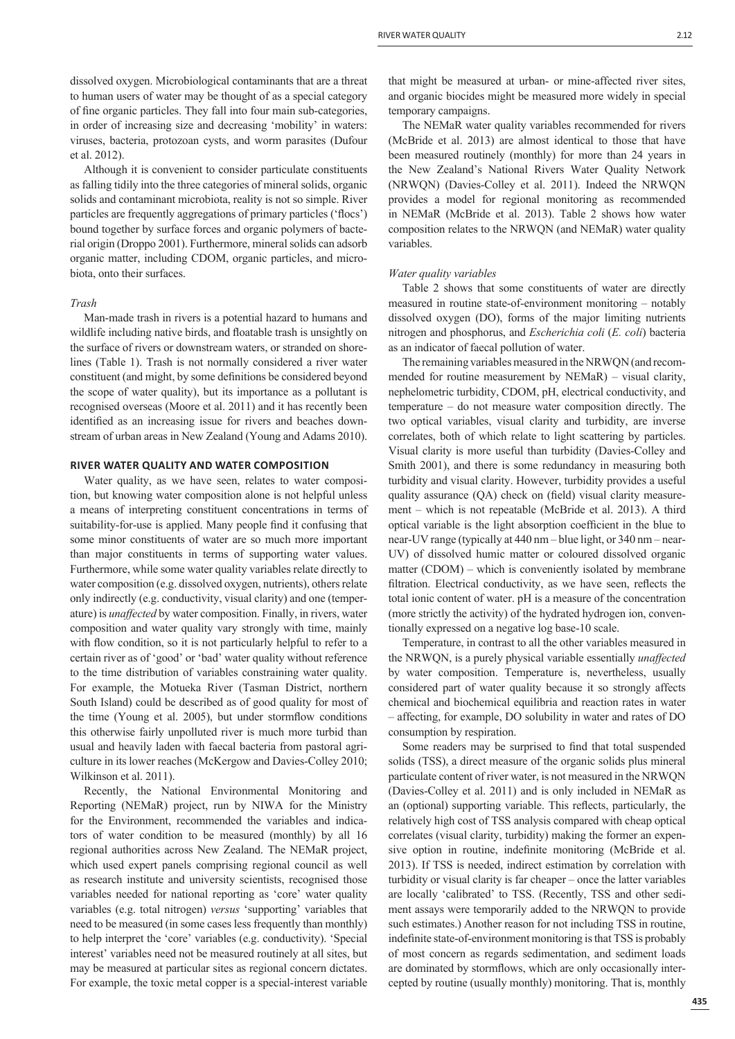dissolved oxygen. Microbiological contaminants that are a threat to human users of water may be thought of as a special category of fine organic particles. They fall into four main sub-categories, in order of increasing size and decreasing 'mobility' in waters: viruses, bacteria, protozoan cysts, and worm parasites (Dufour et al. 2012).

Although it is convenient to consider particulate constituents as falling tidily into the three categories of mineral solids, organic solids and contaminant microbiota, reality is not so simple. River particles are frequently aggregations of primary particles ('flocs') bound together by surface forces and organic polymers of bacterial origin (Droppo 2001). Furthermore, mineral solids can adsorb organic matter, including CDOM, organic particles, and microbiota, onto their surfaces.

### *Trash*

Man-made trash in rivers is a potential hazard to humans and wildlife including native birds, and floatable trash is unsightly on the surface of rivers or downstream waters, or stranded on shorelines (Table 1). Trash is not normally considered a river water constituent (and might, by some definitions be considered beyond the scope of water quality), but its importance as a pollutant is recognised overseas (Moore et al. 2011) and it has recently been identified as an increasing issue for rivers and beaches downstream of urban areas in New Zealand (Young and Adams 2010).

## RIVER WATER QUALITY AND WATER COMPOSITION

Water quality, as we have seen, relates to water composition, but knowing water composition alone is not helpful unless a means of interpreting constituent concentrations in terms of suitability-for-use is applied. Many people find it confusing that some minor constituents of water are so much more important than major constituents in terms of supporting water values. Furthermore, while some water quality variables relate directly to water composition (e.g. dissolved oxygen, nutrients), others relate only indirectly (e.g. conductivity, visual clarity) and one (temperature) is *unaffected* by water composition. Finally, in rivers, water composition and water quality vary strongly with time, mainly with flow condition, so it is not particularly helpful to refer to a certain river as of 'good' or 'bad' water quality without reference to the time distribution of variables constraining water quality. For example, the Motueka River (Tasman District, northern South Island) could be described as of good quality for most of the time (Young et al. 2005), but under stormflow conditions this otherwise fairly unpolluted river is much more turbid than usual and heavily laden with faecal bacteria from pastoral agriculture in its lower reaches (McKergow and Davies-Colley 2010; Wilkinson et al. 2011).

Recently, the National Environmental Monitoring and Reporting (NEMaR) project, run by NIWA for the Ministry for the Environment, recommended the variables and indicators of water condition to be measured (monthly) by all 16 regional authorities across New Zealand. The NEMaR project, which used expert panels comprising regional council as well as research institute and university scientists, recognised those variables needed for national reporting as 'core' water quality variables (e.g. total nitrogen) *versus* 'supporting' variables that need to be measured (in some cases less frequently than monthly) to help interpret the 'core' variables (e.g. conductivity). 'Special interest' variables need not be measured routinely at all sites, but may be measured at particular sites as regional concern dictates. For example, the toxic metal copper is a special-interest variable that might be measured at urban- or mine-affected river sites, and organic biocides might be measured more widely in special temporary campaigns.

The NEMaR water quality variables recommended for rivers (McBride et al. 2013) are almost identical to those that have been measured routinely (monthly) for more than 24 years in the New Zealand's National Rivers Water Quality Network (NRWQN) (Davies-Colley et al. 2011). Indeed the NRWQN provides a model for regional monitoring as recommended in NEMaR (McBride et al. 2013). Table 2 shows how water composition relates to the NRWQN (and NEMaR) water quality variables.

### *Water quality variables*

Table 2 shows that some constituents of water are directly measured in routine state-of-environment monitoring – notably dissolved oxygen (DO), forms of the major limiting nutrients nitrogen and phosphorus, and *Escherichia coli* (*E. coli*) bacteria as an indicator of faecal pollution of water.

The remaining variables measured in the NRWQN (and recommended for routine measurement by NEMaR) – visual clarity, nephelometric turbidity, CDOM, pH, electrical conductivity, and temperature – do not measure water composition directly. The two optical variables, visual clarity and turbidity, are inverse correlates, both of which relate to light scattering by particles. Visual clarity is more useful than turbidity (Davies-Colley and Smith 2001), and there is some redundancy in measuring both turbidity and visual clarity. However, turbidity provides a useful quality assurance (QA) check on (field) visual clarity measurement – which is not repeatable (McBride et al. 2013). A third optical variable is the light absorption coefficient in the blue to near-UV range (typically at 440 nm – blue light, or 340 nm – near-UV) of dissolved humic matter or coloured dissolved organic matter (CDOM) – which is conveniently isolated by membrane filtration. Electrical conductivity, as we have seen, reflects the total ionic content of water. pH is a measure of the concentration (more strictly the activity) of the hydrated hydrogen ion, conventionally expressed on a negative log base-10 scale.

Temperature, in contrast to all the other variables measured in the NRWQN, is a purely physical variable essentially *unaffected* by water composition. Temperature is, nevertheless, usually considered part of water quality because it so strongly affects chemical and biochemical equilibria and reaction rates in water – affecting, for example, DO solubility in water and rates of DO consumption by respiration.

Some readers may be surprised to find that total suspended solids (TSS), a direct measure of the organic solids plus mineral particulate content of river water, is not measured in the NRWQN (Davies-Colley et al. 2011) and is only included in NEMaR as an (optional) supporting variable. This reflects, particularly, the relatively high cost of TSS analysis compared with cheap optical correlates (visual clarity, turbidity) making the former an expensive option in routine, indefinite monitoring (McBride et al. 2013). If TSS is needed, indirect estimation by correlation with turbidity or visual clarity is far cheaper – once the latter variables are locally 'calibrated' to TSS. (Recently, TSS and other sediment assays were temporarily added to the NRWQN to provide such estimates.) Another reason for not including TSS in routine, indefinite state-of-environment monitoring is that TSS is probably of most concern as regards sedimentation, and sediment loads are dominated by stormflows, which are only occasionally intercepted by routine (usually monthly) monitoring. That is, monthly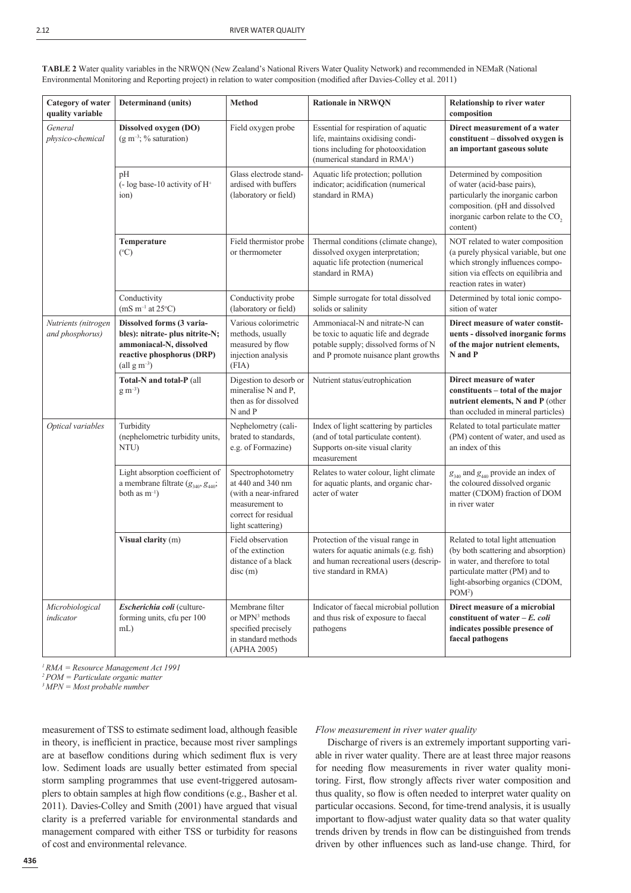**TABLE 2** Water quality variables in the NRWQN (New Zealand's National Rivers Water Quality Network) and recommended in NEMaR (National Environmental Monitoring and Reporting project) in relation to water composition (modified after Davies-Colley et al. 2011)

| Category of water quality variable | Determinand (units) | Method | Rationale in NRWQN | Relationship to river water composition |
|---|---|---|---|---|
| *General physico-chemical* | **Dissolved oxygen (DO)** ($g\ m^{-3}$; % saturation) | Field oxygen probe | Essential for respiration of aquatic life, maintains oxidising conditions including for photooxidation (numerical standard in RMA[1]) | **Direct measurement of a water constituent – dissolved oxygen is an important gaseous solute** |
| | pH (- log base-10 activity of $H^+$ ion) | Glass electrode standardised with buffers (laboratory or field) | Aquatic life protection; pollution indicator; acidification (numerical standard in RMA) | Determined by composition of water (acid-base pairs), particularly the inorganic carbon composition. (pH and dissolved inorganic carbon relate to the $CO_2$ content) |
| | **Temperature** (°C) | Field thermistor probe or thermometer | Thermal conditions (climate change), dissolved oxygen interpretation; aquatic life protection (numerical standard in RMA) | NOT related to water composition (a purely physical variable, but one which strongly influences composition via effects on equilibria and reaction rates in water) |
| | Conductivity ($mS\ m^{-1}$ at 25°C) | Conductivity probe (laboratory or field) | Simple surrogate for total dissolved solids or salinity | Determined by total ionic composition of water |
| *Nutrients (nitrogen and phosphorus)* | **Dissolved forms (3 variables): nitrate- plus nitrite-N; ammoniacal-N, dissolved reactive phosphorus (DRP)** (all $g\ m^{-3}$) | Various colorimetric methods, usually measured by flow injection analysis (FIA) | Ammoniacal-N and nitrate-N can be toxic to aquatic life and degrade potable supply; dissolved forms of N and P promote nuisance plant growths | **Direct measure of water constituents - dissolved inorganic forms of the major nutrient elements, N and P** |
| | **Total-N and total-P** (all $g\ m^{-3}$) | Digestion to desorb or mineralise N and P, then as for dissolved N and P | Nutrient status/eutrophication | **Direct measure of water constituents – total of the major nutrient elements, N and P** (other than occluded in mineral particles) |
| *Optical variables* | Turbidity (nephelometric turbidity units, NTU) | Nephelometry (calibrated to standards, e.g. of Formazine) | Index of light scattering by particles (and of total particulate content). Supports on-site visual clarity measurement | Related to total particulate matter (PM) content of water, and used as an index of this |
| | Light absorption coefficient of a membrane filtrate ($g_{340}$, $g_{440}$; both as $m^{-1}$) | Spectrophotometry at 440 and 340 nm (with a near-infrared measurement to correct for residual light scattering) | Relates to water colour, light climate for aquatic plants, and organic character of water | $g_{340}$ and $g_{440}$ provide an index of the coloured dissolved organic matter (CDOM) fraction of DOM in river water |
| | **Visual clarity** (m) | Field observation of the extinction distance of a black disc (m) | Protection of the visual range in waters for aquatic animals (e.g. fish) and human recreational users (descriptive standard in RMA) | Related to total light attenuation (by both scattering and absorption) in water, and therefore to total particulate matter (PM) and to light-absorbing organics (CDOM, POM[2]) |
| *Microbiological indicator* | ***Escherichia coli*** (culture-forming units, cfu per 100 mL) | Membrane filter or MPN[3] methods specified precisely in standard methods (APHA 2005) | Indicator of faecal microbial pollution and thus risk of exposure to faecal pathogens | **Direct measure of a microbial constituent of water – *E. coli* indicates possible presence of faecal pathogens** |

*[1] RMA = Resource Management Act 1991*
*[2] POM = Particulate organic matter*
*[3] MPN = Most probable number*

measurement of TSS to estimate sediment load, although feasible in theory, is inefficient in practice, because most river samplings are at baseflow conditions during which sediment flux is very low. Sediment loads are usually better estimated from special storm sampling programmes that use event-triggered autosamplers to obtain samples at high flow conditions (e.g., Basher et al. 2011). Davies-Colley and Smith (2001) have argued that visual clarity is a preferred variable for environmental standards and management compared with either TSS or turbidity for reasons of cost and environmental relevance.

*Flow measurement in river water quality*

Discharge of rivers is an extremely important supporting variable in river water quality. There are at least three major reasons for needing flow measurements in river water quality monitoring. First, flow strongly affects river water composition and thus quality, so flow is often needed to interpret water quality on particular occasions. Second, for time-trend analysis, it is usually important to flow-adjust water quality data so that water quality trends driven by trends in flow can be distinguished from trends driven by other influences such as land-use change. Third, for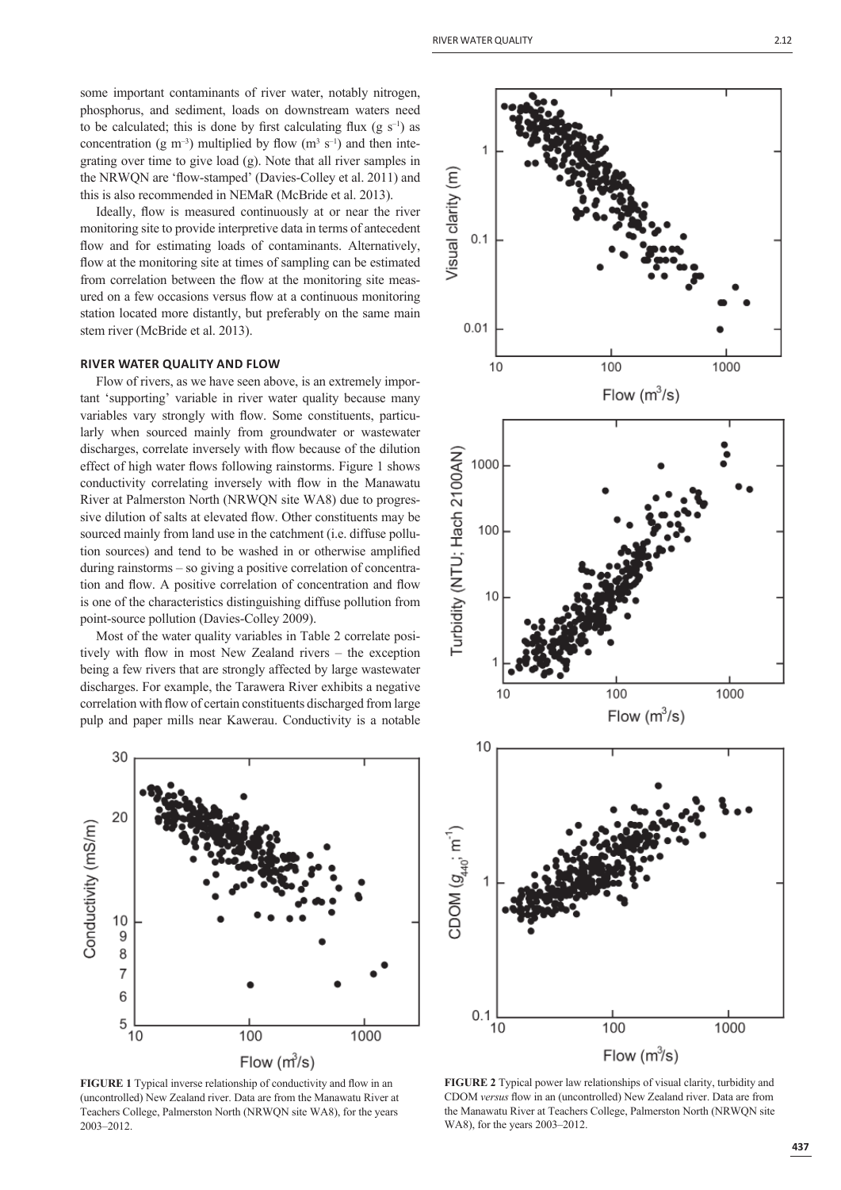some important contaminants of river water, notably nitrogen, phosphorus, and sediment, loads on downstream waters need to be calculated; this is done by first calculating flux (g $s^{-1}$) as concentration (g $m^{-3}$) multiplied by flow ($m^3$ $s^{-1}$) and then integrating over time to give load (g). Note that all river samples in the NRWQN are 'flow-stamped' (Davies-Colley et al. 2011) and this is also recommended in NEMaR (McBride et al. 2013).

Ideally, flow is measured continuously at or near the river monitoring site to provide interpretive data in terms of antecedent flow and for estimating loads of contaminants. Alternatively, flow at the monitoring site at times of sampling can be estimated from correlation between the flow at the monitoring site measured on a few occasions versus flow at a continuous monitoring station located more distantly, but preferably on the same main stem river (McBride et al. 2013).

## RIVER WATER QUALITY AND FLOW

Flow of rivers, as we have seen above, is an extremely important 'supporting' variable in river water quality because many variables vary strongly with flow. Some constituents, particularly when sourced mainly from groundwater or wastewater discharges, correlate inversely with flow because of the dilution effect of high water flows following rainstorms. Figure 1 shows conductivity correlating inversely with flow in the Manawatu River at Palmerston North (NRWQN site WA8) due to progressive dilution of salts at elevated flow. Other constituents may be sourced mainly from land use in the catchment (i.e. diffuse pollution sources) and tend to be washed in or otherwise amplified during rainstorms – so giving a positive correlation of concentration and flow. A positive correlation of concentration and flow is one of the characteristics distinguishing diffuse pollution from point-source pollution (Davies-Colley 2009).

Most of the water quality variables in Table 2 correlate positively with flow in most New Zealand rivers – the exception being a few rivers that are strongly affected by large wastewater discharges. For example, the Tarawera River exhibits a negative correlation with flow of certain constituents discharged from large pulp and paper mills near Kawerau. Conductivity is a notable

**FIGURE 1** Typical inverse relationship of conductivity and flow in an (uncontrolled) New Zealand river. Data are from the Manawatu River at Teachers College, Palmerston North (NRWQN site WA8), for the years 2003–2012.

**FIGURE 2** Typical power law relationships of visual clarity, turbidity and CDOM *versus* flow in an (uncontrolled) New Zealand river. Data are from the Manawatu River at Teachers College, Palmerston North (NRWQN site WA8), for the years 2003–2012.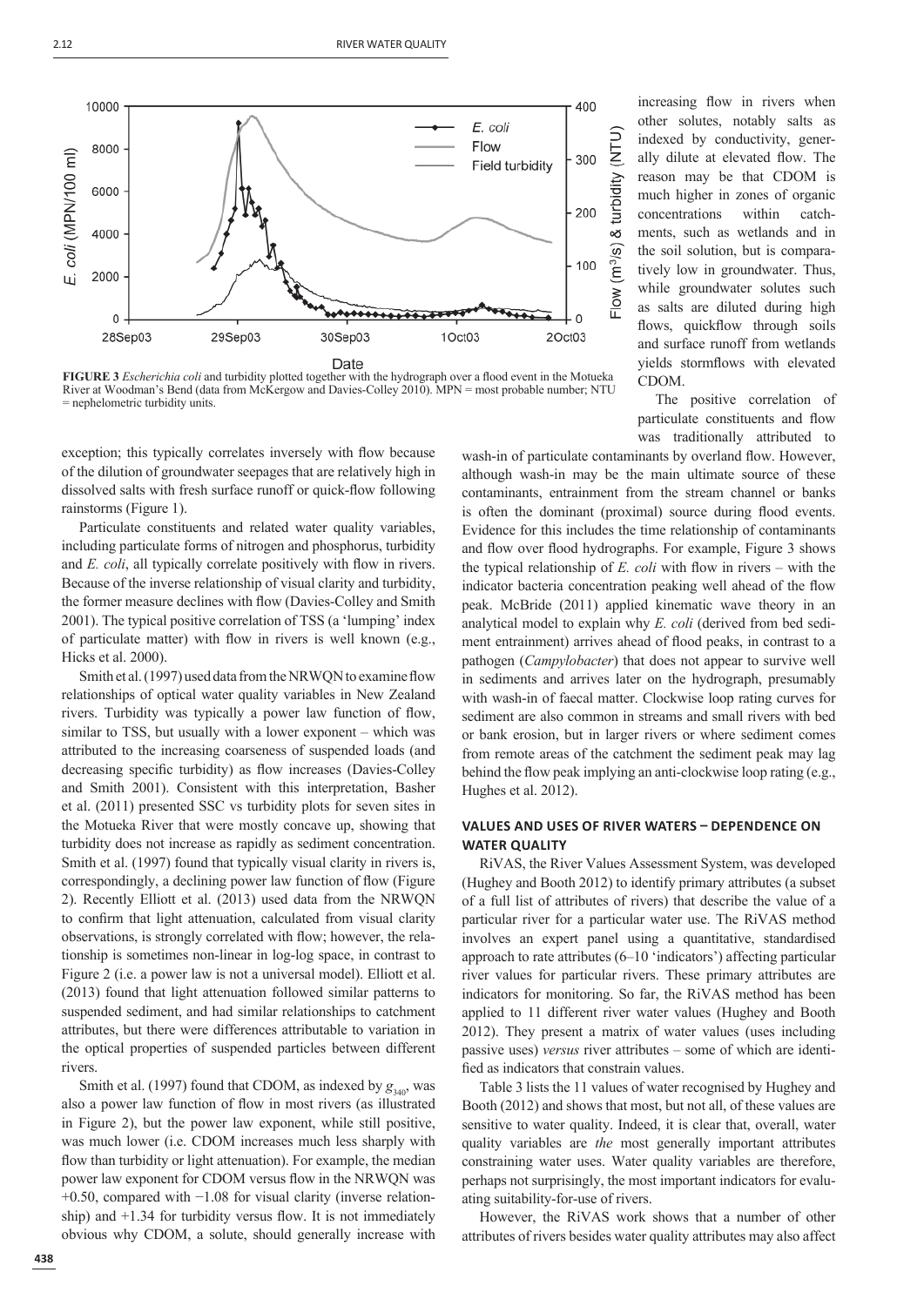FIGURE 3 *Escherichia coli* and turbidity plotted together with the hydrograph over a flood event in the Motueka River at Woodman's Bend (data from McKergow and Davies-Colley 2010). MPN = most probable number; NTU = nephelometric turbidity units.

exception; this typically correlates inversely with flow because of the dilution of groundwater seepages that are relatively high in dissolved salts with fresh surface runoff or quick-flow following rainstorms (Figure 1).

Particulate constituents and related water quality variables, including particulate forms of nitrogen and phosphorus, turbidity and *E. coli*, all typically correlate positively with flow in rivers. Because of the inverse relationship of visual clarity and turbidity, the former measure declines with flow (Davies-Colley and Smith 2001). The typical positive correlation of TSS (a 'lumping' index of particulate matter) with flow in rivers is well known (e.g., Hicks et al. 2000).

Smith et al. (1997) used data from the NRWQN to examine flow relationships of optical water quality variables in New Zealand rivers. Turbidity was typically a power law function of flow, similar to TSS, but usually with a lower exponent – which was attributed to the increasing coarseness of suspended loads (and decreasing specific turbidity) as flow increases (Davies-Colley and Smith 2001). Consistent with this interpretation, Basher et al. (2011) presented SSC vs turbidity plots for seven sites in the Motueka River that were mostly concave up, showing that turbidity does not increase as rapidly as sediment concentration. Smith et al. (1997) found that typically visual clarity in rivers is, correspondingly, a declining power law function of flow (Figure 2). Recently Elliott et al. (2013) used data from the NRWQN to confirm that light attenuation, calculated from visual clarity observations, is strongly correlated with flow; however, the relationship is sometimes non-linear in log-log space, in contrast to Figure 2 (i.e. a power law is not a universal model). Elliott et al. (2013) found that light attenuation followed similar patterns to suspended sediment, and had similar relationships to catchment attributes, but there were differences attributable to variation in the optical properties of suspended particles between different rivers.

Smith et al. (1997) found that CDOM, as indexed by $g_{340}$, was also a power law function of flow in most rivers (as illustrated in Figure 2), but the power law exponent, while still positive, was much lower (i.e. CDOM increases much less sharply with flow than turbidity or light attenuation). For example, the median power law exponent for CDOM versus flow in the NRWQN was +0.50, compared with −1.08 for visual clarity (inverse relationship) and +1.34 for turbidity versus flow. It is not immediately obvious why CDOM, a solute, should generally increase with increasing flow in rivers when other solutes, notably salts as indexed by conductivity, generally dilute at elevated flow. The reason may be that CDOM is much higher in zones of organic concentrations within catchments, such as wetlands and in the soil solution, but is comparatively low in groundwater. Thus, while groundwater solutes such as salts are diluted during high flows, quickflow through soils and surface runoff from wetlands yields stormflows with elevated CDOM.

The positive correlation of particulate constituents and flow was traditionally attributed to wash-in of particulate contaminants by overland flow. However, although wash-in may be the main ultimate source of these contaminants, entrainment from the stream channel or banks is often the dominant (proximal) source during flood events. Evidence for this includes the time relationship of contaminants and flow over flood hydrographs. For example, Figure 3 shows the typical relationship of *E. coli* with flow in rivers – with the indicator bacteria concentration peaking well ahead of the flow peak. McBride (2011) applied kinematic wave theory in an analytical model to explain why *E. coli* (derived from bed sediment entrainment) arrives ahead of flood peaks, in contrast to a pathogen (*Campylobacter*) that does not appear to survive well in sediments and arrives later on the hydrograph, presumably with wash-in of faecal matter. Clockwise loop rating curves for sediment are also common in streams and small rivers with bed or bank erosion, but in larger rivers or where sediment comes from remote areas of the catchment the sediment peak may lag behind the flow peak implying an anti-clockwise loop rating (e.g., Hughes et al. 2012).

## VALUES AND USES OF RIVER WATERS – DEPENDENCE ON WATER QUALITY

RiVAS, the River Values Assessment System, was developed (Hughey and Booth 2012) to identify primary attributes (a subset of a full list of attributes of rivers) that describe the value of a particular river for a particular water use. The RiVAS method involves an expert panel using a quantitative, standardised approach to rate attributes (6–10 'indicators') affecting particular river values for particular rivers. These primary attributes are indicators for monitoring. So far, the RiVAS method has been applied to 11 different river water values (Hughey and Booth 2012). They present a matrix of water values (uses including passive uses) *versus* river attributes – some of which are identified as indicators that constrain values.

Table 3 lists the 11 values of water recognised by Hughey and Booth (2012) and shows that most, but not all, of these values are sensitive to water quality. Indeed, it is clear that, overall, water quality variables are *the* most generally important attributes constraining water uses. Water quality variables are therefore, perhaps not surprisingly, the most important indicators for evaluating suitability-for-use of rivers.

However, the RiVAS work shows that a number of other attributes of rivers besides water quality attributes may also affect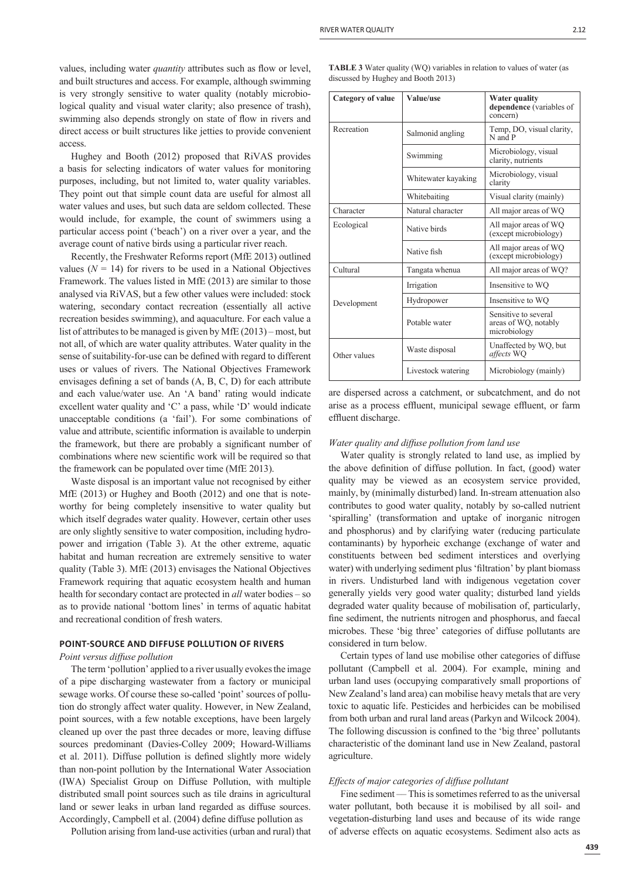values, including water *quantity* attributes such as flow or level, and built structures and access. For example, although swimming is very strongly sensitive to water quality (notably microbiological quality and visual water clarity; also presence of trash), swimming also depends strongly on state of flow in rivers and direct access or built structures like jetties to provide convenient access.

Hughey and Booth (2012) proposed that RiVAS provides a basis for selecting indicators of water values for monitoring purposes, including, but not limited to, water quality variables. They point out that simple count data are useful for almost all water values and uses, but such data are seldom collected. These would include, for example, the count of swimmers using a particular access point ('beach') on a river over a year, and the average count of native birds using a particular river reach.

Recently, the Freshwater Reforms report (MfE 2013) outlined values ($N = 14$) for rivers to be used in a National Objectives Framework. The values listed in MfE (2013) are similar to those analysed via RiVAS, but a few other values were included: stock watering, secondary contact recreation (essentially all active recreation besides swimming), and aquaculture. For each value a list of attributes to be managed is given by MfE (2013) – most, but not all, of which are water quality attributes. Water quality in the sense of suitability-for-use can be defined with regard to different uses or values of rivers. The National Objectives Framework envisages defining a set of bands (A, B, C, D) for each attribute and each value/water use. An 'A band' rating would indicate excellent water quality and 'C' a pass, while 'D' would indicate unacceptable conditions (a 'fail'). For some combinations of value and attribute, scientific information is available to underpin the framework, but there are probably a significant number of combinations where new scientific work will be required so that the framework can be populated over time (MfE 2013).

Waste disposal is an important value not recognised by either MfE (2013) or Hughey and Booth (2012) and one that is noteworthy for being completely insensitive to water quality but which itself degrades water quality. However, certain other uses are only slightly sensitive to water composition, including hydropower and irrigation (Table 3). At the other extreme, aquatic habitat and human recreation are extremely sensitive to water quality (Table 3). MfE (2013) envisages the National Objectives Framework requiring that aquatic ecosystem health and human health for secondary contact are protected in *all* water bodies – so as to provide national 'bottom lines' in terms of aquatic habitat and recreational condition of fresh waters.

**TABLE 3** Water quality (WQ) variables in relation to values of water (as discussed by Hughey and Booth 2013)

| Category of value | Value/use | Water quality dependence (variables of concern) |
|---|---|---|
| Recreation | Salmonid angling | Temp, DO, visual clarity, N and P |
| | Swimming | Microbiology, visual clarity, nutrients |
| | Whitewater kayaking | Microbiology, visual clarity |
| | Whitebaiting | Visual clarity (mainly) |
| Character | Natural character | All major areas of WQ |
| Ecological | Native birds | All major areas of WQ (except microbiology) |
| | Native fish | All major areas of WQ (except microbiology) |
| Cultural | Tangata whenua | All major areas of WQ? |
| Development | Irrigation | Insensitive to WQ |
| | Hydropower | Insensitive to WQ |
| | Potable water | Sensitive to several areas of WQ, notably microbiology |
| Other values | Waste disposal | Unaffected by WQ, but *affects* WQ |
| | Livestock watering | Microbiology (mainly) |

## POINT-SOURCE AND DIFFUSE POLLUTION OF RIVERS

### *Point versus diffuse pollution*

The term 'pollution' applied to a river usually evokes the image of a pipe discharging wastewater from a factory or municipal sewage works. Of course these so-called 'point' sources of pollution do strongly affect water quality. However, in New Zealand, point sources, with a few notable exceptions, have been largely cleaned up over the past three decades or more, leaving diffuse sources predominant (Davies-Colley 2009; Howard-Williams et al. 2011). Diffuse pollution is defined slightly more widely than non-point pollution by the International Water Association (IWA) Specialist Group on Diffuse Pollution, with multiple distributed small point sources such as tile drains in agricultural land or sewer leaks in urban land regarded as diffuse sources. Accordingly, Campbell et al. (2004) define diffuse pollution as

Pollution arising from land-use activities (urban and rural) that are dispersed across a catchment, or subcatchment, and do not arise as a process effluent, municipal sewage effluent, or farm effluent discharge.

### *Water quality and diffuse pollution from land use*

Water quality is strongly related to land use, as implied by the above definition of diffuse pollution. In fact, (good) water quality may be viewed as an ecosystem service provided, mainly, by (minimally disturbed) land. In-stream attenuation also contributes to good water quality, notably by so-called nutrient 'spiralling' (transformation and uptake of inorganic nitrogen and phosphorus) and by clarifying water (reducing particulate contaminants) by hyporheic exchange (exchange of water and constituents between bed sediment interstices and overlying water) with underlying sediment plus 'filtration' by plant biomass in rivers. Undisturbed land with indigenous vegetation cover generally yields very good water quality; disturbed land yields degraded water quality because of mobilisation of, particularly, fine sediment, the nutrients nitrogen and phosphorus, and faecal microbes. These 'big three' categories of diffuse pollutants are considered in turn below.

Certain types of land use mobilise other categories of diffuse pollutant (Campbell et al. 2004). For example, mining and urban land uses (occupying comparatively small proportions of New Zealand's land area) can mobilise heavy metals that are very toxic to aquatic life. Pesticides and herbicides can be mobilised from both urban and rural land areas (Parkyn and Wilcock 2004). The following discussion is confined to the 'big three' pollutants characteristic of the dominant land use in New Zealand, pastoral agriculture.

### *Effects of major categories of diffuse pollutant*

Fine sediment — This is sometimes referred to as the universal water pollutant, both because it is mobilised by all soil- and vegetation-disturbing land uses and because of its wide range of adverse effects on aquatic ecosystems. Sediment also acts as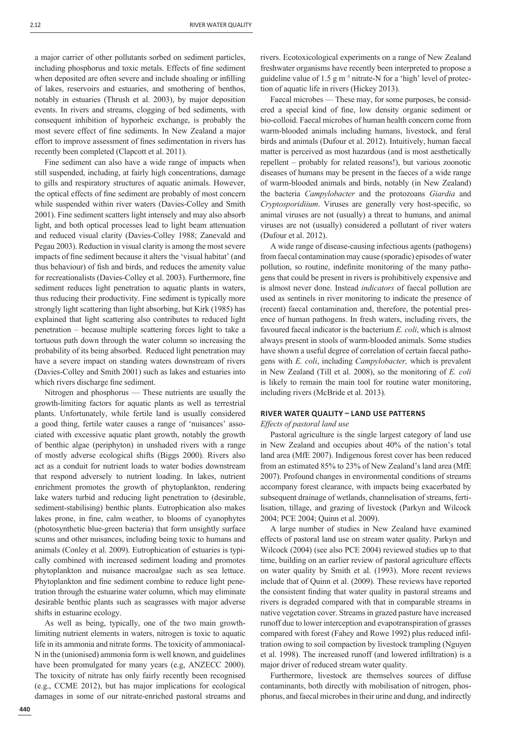a major carrier of other pollutants sorbed on sediment particles, including phosphorus and toxic metals. Effects of fine sediment when deposited are often severe and include shoaling or infilling of lakes, reservoirs and estuaries, and smothering of benthos, notably in estuaries (Thrush et al. 2003), by major deposition events. In rivers and streams, clogging of bed sediments, with consequent inhibition of hyporheic exchange, is probably the most severe effect of fine sediments. In New Zealand a major effort to improve assessment of fines sedimentation in rivers has recently been completed (Clapcott et al. 2011).

Fine sediment can also have a wide range of impacts when still suspended, including, at fairly high concentrations, damage to gills and respiratory structures of aquatic animals. However, the optical effects of fine sediment are probably of most concern while suspended within river waters (Davies-Colley and Smith 2001). Fine sediment scatters light intensely and may also absorb light, and both optical processes lead to light beam attenuation and reduced visual clarity (Davies-Colley 1988; Zanevald and Pegau 2003). Reduction in visual clarity is among the most severe impacts of fine sediment because it alters the 'visual habitat' (and thus behaviour) of fish and birds, and reduces the amenity value for recreationalists (Davies-Colley et al. 2003). Furthermore, fine sediment reduces light penetration to aquatic plants in waters, thus reducing their productivity. Fine sediment is typically more strongly light scattering than light absorbing, but Kirk (1985) has explained that light scattering also contributes to reduced light penetration – because multiple scattering forces light to take a tortuous path down through the water column so increasing the probability of its being absorbed. Reduced light penetration may have a severe impact on standing waters downstream of rivers (Davies-Colley and Smith 2001) such as lakes and estuaries into which rivers discharge fine sediment.

Nitrogen and phosphorus — These nutrients are usually the growth-limiting factors for aquatic plants as well as terrestrial plants. Unfortunately, while fertile land is usually considered a good thing, fertile water causes a range of 'nuisances' associated with excessive aquatic plant growth, notably the growth of benthic algae (periphyton) in unshaded rivers with a range of mostly adverse ecological shifts (Biggs 2000). Rivers also act as a conduit for nutrient loads to water bodies downstream that respond adversely to nutrient loading. In lakes, nutrient enrichment promotes the growth of phytoplankton, rendering lake waters turbid and reducing light penetration to (desirable, sediment-stabilising) benthic plants. Eutrophication also makes lakes prone, in fine, calm weather, to blooms of cyanophytes (photosynthetic blue-green bacteria) that form unsightly surface scums and other nuisances, including being toxic to humans and animals (Conley et al. 2009). Eutrophication of estuaries is typically combined with increased sediment loading and promotes phytoplankton and nuisance macroalgae such as sea lettuce. Phytoplankton and fine sediment combine to reduce light penetration through the estuarine water column, which may eliminate desirable benthic plants such as seagrasses with major adverse shifts in estuarine ecology.

As well as being, typically, one of the two main growth-limiting nutrient elements in waters, nitrogen is toxic to aquatic life in its ammonia and nitrate forms. The toxicity of ammoniacal-N in the (unionised) ammonia form is well known, and guidelines have been promulgated for many years (e.g, ANZECC 2000). The toxicity of nitrate has only fairly recently been recognised (e.g., CCME 2012), but has major implications for ecological damages in some of our nitrate-enriched pastoral streams and rivers. Ecotoxicological experiments on a range of New Zealand freshwater organisms have recently been interpreted to propose a guideline value of 1.5 g $m^{-3}$ nitrate-N for a 'high' level of protection of aquatic life in rivers (Hickey 2013).

Faecal microbes — These may, for some purposes, be considered a special kind of fine, low density organic sediment or bio-colloid. Faecal microbes of human health concern come from warm-blooded animals including humans, livestock, and feral birds and animals (Dufour et al. 2012). Intuitively, human faecal matter is perceived as most hazardous (and is most aesthetically repellent – probably for related reasons!), but various zoonotic diseases of humans may be present in the faeces of a wide range of warm-blooded animals and birds, notably (in New Zealand) the bacteria *Campylobacter* and the protozoans *Giardia* and *Cryptosporidium*. Viruses are generally very host-specific, so animal viruses are not (usually) a threat to humans, and animal viruses are not (usually) considered a pollutant of river waters (Dufour et al. 2012).

A wide range of disease-causing infectious agents (pathogens) from faecal contamination may cause (sporadic) episodes of water pollution, so routine, indefinite monitoring of the many pathogens that could be present in rivers is prohibitively expensive and is almost never done. Instead *indicators* of faecal pollution are used as sentinels in river monitoring to indicate the presence of (recent) faecal contamination and, therefore, the potential presence of human pathogens. In fresh waters, including rivers, the favoured faecal indicator is the bacterium *E. coli*, which is almost always present in stools of warm-blooded animals. Some studies have shown a useful degree of correlation of certain faecal pathogens with *E. coli*, including *Campylobacter,* which is prevalent in New Zealand (Till et al. 2008), so the monitoring of *E. coli* is likely to remain the main tool for routine water monitoring, including rivers (McBride et al. 2013).

## RIVER WATER QUALITY – LAND USE PATTERNS

### *Effects of pastoral land use*

Pastoral agriculture is the single largest category of land use in New Zealand and occupies about 40% of the nation's total land area (MfE 2007). Indigenous forest cover has been reduced from an estimated 85% to 23% of New Zealand's land area (MfE 2007). Profound changes in environmental conditions of streams accompany forest clearance, with impacts being exacerbated by subsequent drainage of wetlands, channelisation of streams, fertilisation, tillage, and grazing of livestock (Parkyn and Wilcock 2004; PCE 2004; Quinn et al. 2009).

A large number of studies in New Zealand have examined effects of pastoral land use on stream water quality. Parkyn and Wilcock (2004) (see also PCE 2004) reviewed studies up to that time, building on an earlier review of pastoral agriculture effects on water quality by Smith et al. (1993). More recent reviews include that of Quinn et al. (2009). These reviews have reported the consistent finding that water quality in pastoral streams and rivers is degraded compared with that in comparable streams in native vegetation cover. Streams in grazed pasture have increased runoff due to lower interception and evapotranspiration of grasses compared with forest (Fahey and Rowe 1992) plus reduced infiltration owing to soil compaction by livestock trampling (Nguyen et al. 1998). The increased runoff (and lowered infiltration) is a major driver of reduced stream water quality.

Furthermore, livestock are themselves sources of diffuse contaminants, both directly with mobilisation of nitrogen, phosphorus, and faecal microbes in their urine and dung, and indirectly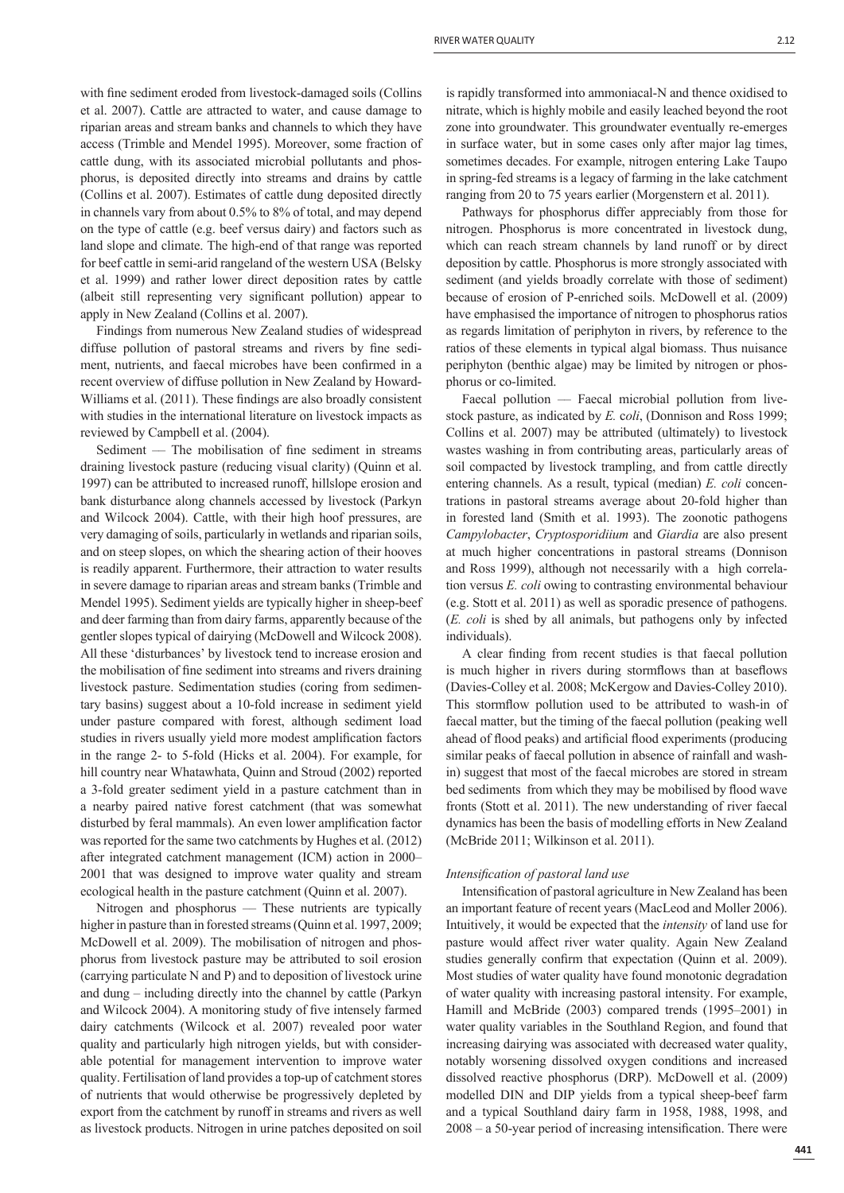with fine sediment eroded from livestock-damaged soils (Collins et al. 2007). Cattle are attracted to water, and cause damage to riparian areas and stream banks and channels to which they have access (Trimble and Mendel 1995). Moreover, some fraction of cattle dung, with its associated microbial pollutants and phosphorus, is deposited directly into streams and drains by cattle (Collins et al. 2007). Estimates of cattle dung deposited directly in channels vary from about 0.5% to 8% of total, and may depend on the type of cattle (e.g. beef versus dairy) and factors such as land slope and climate. The high-end of that range was reported for beef cattle in semi-arid rangeland of the western USA (Belsky et al. 1999) and rather lower direct deposition rates by cattle (albeit still representing very significant pollution) appear to apply in New Zealand (Collins et al. 2007).

Findings from numerous New Zealand studies of widespread diffuse pollution of pastoral streams and rivers by fine sediment, nutrients, and faecal microbes have been confirmed in a recent overview of diffuse pollution in New Zealand by Howard-Williams et al. (2011). These findings are also broadly consistent with studies in the international literature on livestock impacts as reviewed by Campbell et al. (2004).

Sediment — The mobilisation of fine sediment in streams draining livestock pasture (reducing visual clarity) (Quinn et al. 1997) can be attributed to increased runoff, hillslope erosion and bank disturbance along channels accessed by livestock (Parkyn and Wilcock 2004). Cattle, with their high hoof pressures, are very damaging of soils, particularly in wetlands and riparian soils, and on steep slopes, on which the shearing action of their hooves is readily apparent. Furthermore, their attraction to water results in severe damage to riparian areas and stream banks (Trimble and Mendel 1995). Sediment yields are typically higher in sheep-beef and deer farming than from dairy farms, apparently because of the gentler slopes typical of dairying (McDowell and Wilcock 2008). All these 'disturbances' by livestock tend to increase erosion and the mobilisation of fine sediment into streams and rivers draining livestock pasture. Sedimentation studies (coring from sedimentary basins) suggest about a 10-fold increase in sediment yield under pasture compared with forest, although sediment load studies in rivers usually yield more modest amplification factors in the range 2- to 5-fold (Hicks et al. 2004). For example, for hill country near Whatawhata, Quinn and Stroud (2002) reported a 3-fold greater sediment yield in a pasture catchment than in a nearby paired native forest catchment (that was somewhat disturbed by feral mammals). An even lower amplification factor was reported for the same two catchments by Hughes et al. (2012) after integrated catchment management (ICM) action in 2000–2001 that was designed to improve water quality and stream ecological health in the pasture catchment (Quinn et al. 2007).

Nitrogen and phosphorus — These nutrients are typically higher in pasture than in forested streams (Quinn et al. 1997, 2009; McDowell et al. 2009). The mobilisation of nitrogen and phosphorus from livestock pasture may be attributed to soil erosion (carrying particulate N and P) and to deposition of livestock urine and dung – including directly into the channel by cattle (Parkyn and Wilcock 2004). A monitoring study of five intensely farmed dairy catchments (Wilcock et al. 2007) revealed poor water quality and particularly high nitrogen yields, but with considerable potential for management intervention to improve water quality. Fertilisation of land provides a top-up of catchment stores of nutrients that would otherwise be progressively depleted by export from the catchment by runoff in streams and rivers as well as livestock products. Nitrogen in urine patches deposited on soil is rapidly transformed into ammoniacal-N and thence oxidised to nitrate, which is highly mobile and easily leached beyond the root zone into groundwater. This groundwater eventually re-emerges in surface water, but in some cases only after major lag times, sometimes decades. For example, nitrogen entering Lake Taupo in spring-fed streams is a legacy of farming in the lake catchment ranging from 20 to 75 years earlier (Morgenstern et al. 2011).

Pathways for phosphorus differ appreciably from those for nitrogen. Phosphorus is more concentrated in livestock dung, which can reach stream channels by land runoff or by direct deposition by cattle. Phosphorus is more strongly associated with sediment (and yields broadly correlate with those of sediment) because of erosion of P-enriched soils. McDowell et al. (2009) have emphasised the importance of nitrogen to phosphorus ratios as regards limitation of periphyton in rivers, by reference to the ratios of these elements in typical algal biomass. Thus nuisance periphyton (benthic algae) may be limited by nitrogen or phosphorus or co-limited.

Faecal pollution — Faecal microbial pollution from livestock pasture, as indicated by *E. coli*, (Donnison and Ross 1999; Collins et al. 2007) may be attributed (ultimately) to livestock wastes washing in from contributing areas, particularly areas of soil compacted by livestock trampling, and from cattle directly entering channels. As a result, typical (median) *E. coli* concentrations in pastoral streams average about 20-fold higher than in forested land (Smith et al. 1993). The zoonotic pathogens *Campylobacter*, *Cryptosporidiium* and *Giardia* are also present at much higher concentrations in pastoral streams (Donnison and Ross 1999), although not necessarily with a high correlation versus *E. coli* owing to contrasting environmental behaviour (e.g. Stott et al. 2011) as well as sporadic presence of pathogens. (*E. coli* is shed by all animals, but pathogens only by infected individuals).

A clear finding from recent studies is that faecal pollution is much higher in rivers during stormflows than at baseflows (Davies-Colley et al. 2008; McKergow and Davies-Colley 2010). This stormflow pollution used to be attributed to wash-in of faecal matter, but the timing of the faecal pollution (peaking well ahead of flood peaks) and artificial flood experiments (producing similar peaks of faecal pollution in absence of rainfall and wash-in) suggest that most of the faecal microbes are stored in stream bed sediments from which they may be mobilised by flood wave fronts (Stott et al. 2011). The new understanding of river faecal dynamics has been the basis of modelling efforts in New Zealand (McBride 2011; Wilkinson et al. 2011).

### *Intensification of pastoral land use*

Intensification of pastoral agriculture in New Zealand has been an important feature of recent years (MacLeod and Moller 2006). Intuitively, it would be expected that the *intensity* of land use for pasture would affect river water quality. Again New Zealand studies generally confirm that expectation (Quinn et al. 2009). Most studies of water quality have found monotonic degradation of water quality with increasing pastoral intensity. For example, Hamill and McBride (2003) compared trends (1995–2001) in water quality variables in the Southland Region, and found that increasing dairying was associated with decreased water quality, notably worsening dissolved oxygen conditions and increased dissolved reactive phosphorus (DRP). McDowell et al. (2009) modelled DIN and DIP yields from a typical sheep-beef farm and a typical Southland dairy farm in 1958, 1988, 1998, and 2008 – a 50-year period of increasing intensification. There were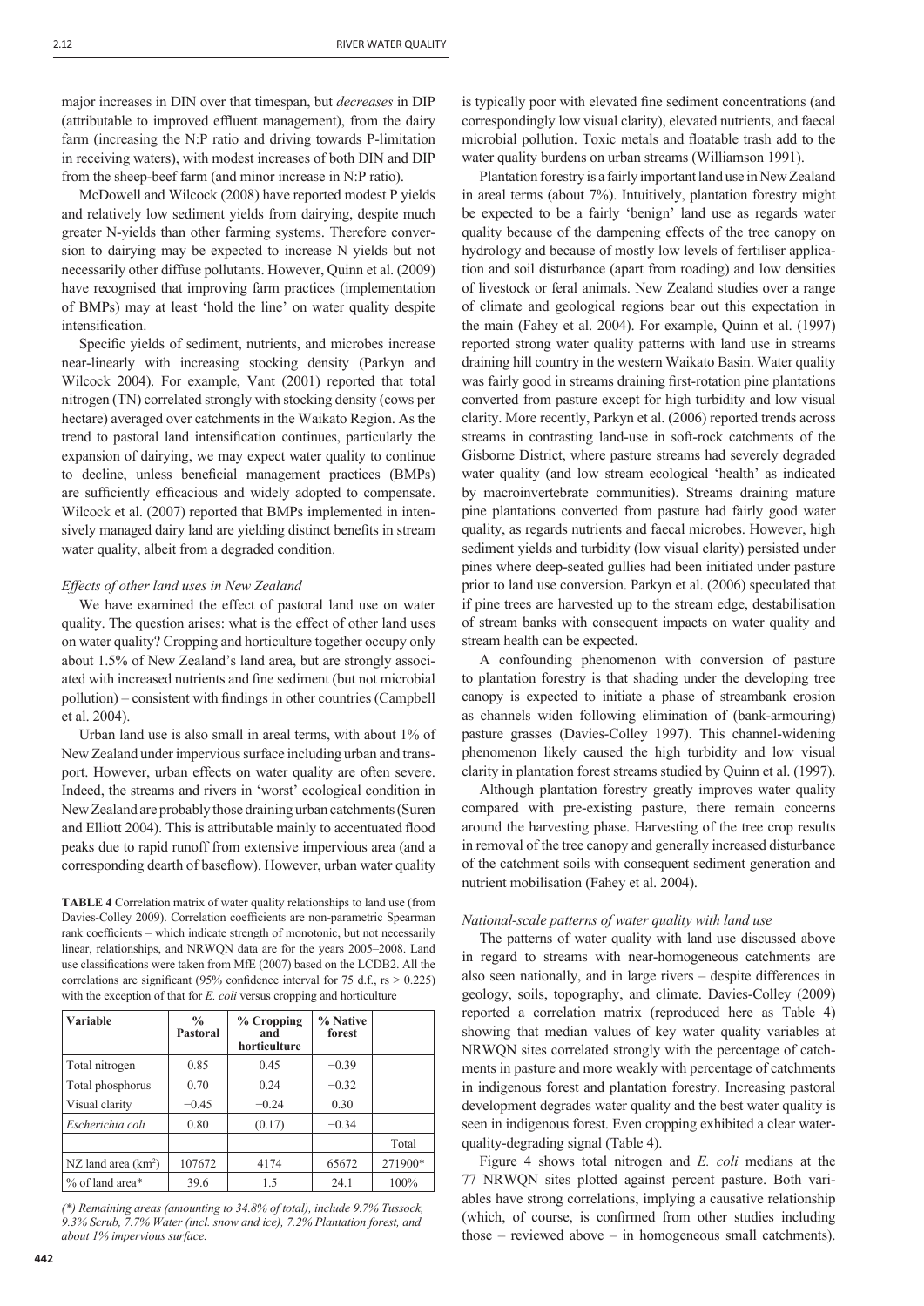major increases in DIN over that timespan, but *decreases* in DIP (attributable to improved effluent management), from the dairy farm (increasing the N:P ratio and driving towards P-limitation in receiving waters), with modest increases of both DIN and DIP from the sheep-beef farm (and minor increase in N:P ratio).

McDowell and Wilcock (2008) have reported modest P yields and relatively low sediment yields from dairying, despite much greater N-yields than other farming systems. Therefore conversion to dairying may be expected to increase N yields but not necessarily other diffuse pollutants. However, Quinn et al. (2009) have recognised that improving farm practices (implementation of BMPs) may at least 'hold the line' on water quality despite intensification.

Specific yields of sediment, nutrients, and microbes increase near-linearly with increasing stocking density (Parkyn and Wilcock 2004). For example, Vant (2001) reported that total nitrogen (TN) correlated strongly with stocking density (cows per hectare) averaged over catchments in the Waikato Region. As the trend to pastoral land intensification continues, particularly the expansion of dairying, we may expect water quality to continue to decline, unless beneficial management practices (BMPs) are sufficiently efficacious and widely adopted to compensate. Wilcock et al. (2007) reported that BMPs implemented in intensively managed dairy land are yielding distinct benefits in stream water quality, albeit from a degraded condition.

### *Effects of other land uses in New Zealand*

We have examined the effect of pastoral land use on water quality. The question arises: what is the effect of other land uses on water quality? Cropping and horticulture together occupy only about 1.5% of New Zealand's land area, but are strongly associated with increased nutrients and fine sediment (but not microbial pollution) – consistent with findings in other countries (Campbell et al. 2004).

Urban land use is also small in areal terms, with about 1% of New Zealand under impervious surface including urban and transport. However, urban effects on water quality are often severe. Indeed, the streams and rivers in 'worst' ecological condition in New Zealand are probably those draining urban catchments (Suren and Elliott 2004). This is attributable mainly to accentuated flood peaks due to rapid runoff from extensive impervious area (and a corresponding dearth of baseflow). However, urban water quality is typically poor with elevated fine sediment concentrations (and correspondingly low visual clarity), elevated nutrients, and faecal microbial pollution. Toxic metals and floatable trash add to the water quality burdens on urban streams (Williamson 1991).

Plantation forestry is a fairly important land use in New Zealand in areal terms (about 7%). Intuitively, plantation forestry might be expected to be a fairly 'benign' land use as regards water quality because of the dampening effects of the tree canopy on hydrology and because of mostly low levels of fertiliser application and soil disturbance (apart from roading) and low densities of livestock or feral animals. New Zealand studies over a range of climate and geological regions bear out this expectation in the main (Fahey et al. 2004). For example, Quinn et al. (1997) reported strong water quality patterns with land use in streams draining hill country in the western Waikato Basin. Water quality was fairly good in streams draining first-rotation pine plantations converted from pasture except for high turbidity and low visual clarity. More recently, Parkyn et al. (2006) reported trends across streams in contrasting land-use in soft-rock catchments of the Gisborne District, where pasture streams had severely degraded water quality (and low stream ecological 'health' as indicated by macroinvertebrate communities). Streams draining mature pine plantations converted from pasture had fairly good water quality, as regards nutrients and faecal microbes. However, high sediment yields and turbidity (low visual clarity) persisted under pines where deep-seated gullies had been initiated under pasture prior to land use conversion. Parkyn et al. (2006) speculated that if pine trees are harvested up to the stream edge, destabilisation of stream banks with consequent impacts on water quality and stream health can be expected.

A confounding phenomenon with conversion of pasture to plantation forestry is that shading under the developing tree canopy is expected to initiate a phase of streambank erosion as channels widen following elimination of (bank-armouring) pasture grasses (Davies-Colley 1997). This channel-widening phenomenon likely caused the high turbidity and low visual clarity in plantation forest streams studied by Quinn et al. (1997).

Although plantation forestry greatly improves water quality compared with pre-existing pasture, there remain concerns around the harvesting phase. Harvesting of the tree crop results in removal of the tree canopy and generally increased disturbance of the catchment soils with consequent sediment generation and nutrient mobilisation (Fahey et al. 2004).

### *National-scale patterns of water quality with land use*

The patterns of water quality with land use discussed above in regard to streams with near-homogeneous catchments are also seen nationally, and in large rivers – despite differences in geology, soils, topography, and climate. Davies-Colley (2009) reported a correlation matrix (reproduced here as Table 4) showing that median values of key water quality variables at NRWQN sites correlated strongly with the percentage of catchments in pasture and more weakly with percentage of catchments in indigenous forest and plantation forestry. Increasing pastoral development degrades water quality and the best water quality is seen in indigenous forest. Even cropping exhibited a clear water-quality-degrading signal (Table 4).

Figure 4 shows total nitrogen and *E. coli* medians at the 77 NRWQN sites plotted against percent pasture. Both variables have strong correlations, implying a causative relationship (which, of course, is confirmed from other studies including those – reviewed above – in homogeneous small catchments).

**TABLE 4** Correlation matrix of water quality relationships to land use (from Davies-Colley 2009). Correlation coefficients are non-parametric Spearman rank coefficients – which indicate strength of monotonic, but not necessarily linear, relationships, and NRWQN data are for the years 2005–2008. Land use classifications were taken from MfE (2007) based on the LCDB2. All the correlations are significant (95% confidence interval for 75 d.f., rs > 0.225) with the exception of that for *E. coli* versus cropping and horticulture

| Variable | % Pastoral | % Cropping and horticulture | % Native forest | |
|---|---|---|---|---|
| Total nitrogen | 0.85 | 0.45 | −0.39 | |
| Total phosphorus | 0.70 | 0.24 | −0.32 | |
| Visual clarity | −0.45 | −0.24 | 0.30 | |
| *Escherichia coli* | 0.80 | (0.17) | −0.34 | |
| | | | | Total |
| NZ land area ($km^2$) | 107672 | 4174 | 65672 | 271900* |
| % of land area* | 39.6 | 1.5 | 24.1 | 100% |

*(\*) Remaining areas (amounting to 34.8% of total), include 9.7% Tussock, 9.3% Scrub, 7.7% Water (incl. snow and ice), 7.2% Plantation forest, and about 1% impervious surface.*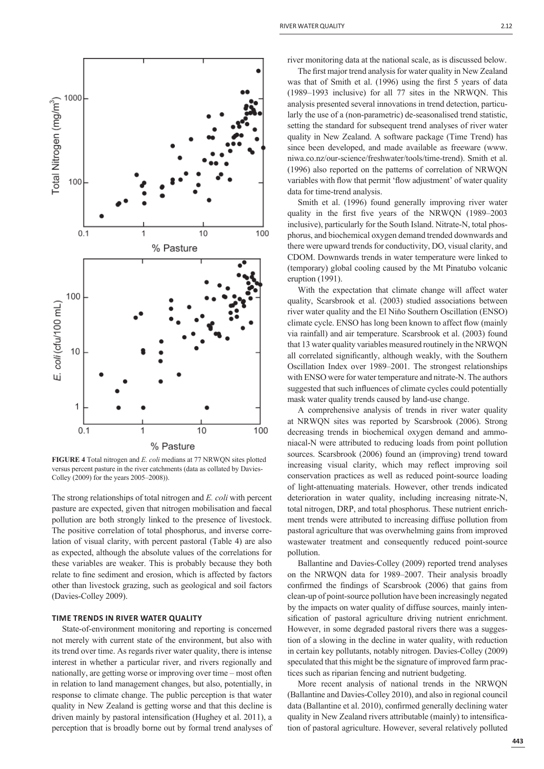**FIGURE 4** Total nitrogen and *E. coli* medians at 77 NRWQN sites plotted versus percent pasture in the river catchments (data as collated by Davies-Colley (2009) for the years 2005–2008)).

The strong relationships of total nitrogen and *E. coli* with percent pasture are expected, given that nitrogen mobilisation and faecal pollution are both strongly linked to the presence of livestock. The positive correlation of total phosphorus, and inverse correlation of visual clarity, with percent pastoral (Table 4) are also as expected, although the absolute values of the correlations for these variables are weaker. This is probably because they both relate to fine sediment and erosion, which is affected by factors other than livestock grazing, such as geological and soil factors (Davies-Colley 2009).

## TIME TRENDS IN RIVER WATER QUALITY

State-of-environment monitoring and reporting is concerned not merely with current state of the environment, but also with its trend over time. As regards river water quality, there is intense interest in whether a particular river, and rivers regionally and nationally, are getting worse or improving over time – most often in relation to land management changes, but also, potentially, in response to climate change. The public perception is that water quality in New Zealand is getting worse and that this decline is driven mainly by pastoral intensification (Hughey et al. 2011), a perception that is broadly borne out by formal trend analyses of river monitoring data at the national scale, as is discussed below.

The first major trend analysis for water quality in New Zealand was that of Smith et al. (1996) using the first 5 years of data (1989–1993 inclusive) for all 77 sites in the NRWQN. This analysis presented several innovations in trend detection, particularly the use of a (non-parametric) de-seasonalised trend statistic, setting the standard for subsequent trend analyses of river water quality in New Zealand. A software package (Time Trend) has since been developed, and made available as freeware (www.niwa.co.nz/our-science/freshwater/tools/time-trend). Smith et al. (1996) also reported on the patterns of correlation of NRWQN variables with flow that permit 'flow adjustment' of water quality data for time-trend analysis.

Smith et al. (1996) found generally improving river water quality in the first five years of the NRWQN (1989–2003 inclusive), particularly for the South Island. Nitrate-N, total phosphorus, and biochemical oxygen demand trended downwards and there were upward trends for conductivity, DO, visual clarity, and CDOM. Downwards trends in water temperature were linked to (temporary) global cooling caused by the Mt Pinatubo volcanic eruption (1991).

With the expectation that climate change will affect water quality, Scarsbrook et al. (2003) studied associations between river water quality and the El Niño Southern Oscillation (ENSO) climate cycle. ENSO has long been known to affect flow (mainly via rainfall) and air temperature. Scarsbrook et al. (2003) found that 13 water quality variables measured routinely in the NRWQN all correlated significantly, although weakly, with the Southern Oscillation Index over 1989–2001. The strongest relationships with ENSO were for water temperature and nitrate-N. The authors suggested that such influences of climate cycles could potentially mask water quality trends caused by land-use change.

A comprehensive analysis of trends in river water quality at NRWQN sites was reported by Scarsbrook (2006). Strong decreasing trends in biochemical oxygen demand and ammoniacal-N were attributed to reducing loads from point pollution sources. Scarsbrook (2006) found an (improving) trend toward increasing visual clarity, which may reflect improving soil conservation practices as well as reduced point-source loading of light-attenuating materials. However, other trends indicated deterioration in water quality, including increasing nitrate-N, total nitrogen, DRP, and total phosphorus. These nutrient enrichment trends were attributed to increasing diffuse pollution from pastoral agriculture that was overwhelming gains from improved wastewater treatment and consequently reduced point-source pollution.

Ballantine and Davies-Colley (2009) reported trend analyses on the NRWQN data for 1989–2007. Their analysis broadly confirmed the findings of Scarsbrook (2006) that gains from clean-up of point-source pollution have been increasingly negated by the impacts on water quality of diffuse sources, mainly intensification of pastoral agriculture driving nutrient enrichment. However, in some degraded pastoral rivers there was a suggestion of a slowing in the decline in water quality, with reduction in certain key pollutants, notably nitrogen. Davies-Colley (2009) speculated that this might be the signature of improved farm practices such as riparian fencing and nutrient budgeting.

More recent analysis of national trends in the NRWQN (Ballantine and Davies-Colley 2010), and also in regional council data (Ballantine et al. 2010), confirmed generally declining water quality in New Zealand rivers attributable (mainly) to intensification of pastoral agriculture. However, several relatively polluted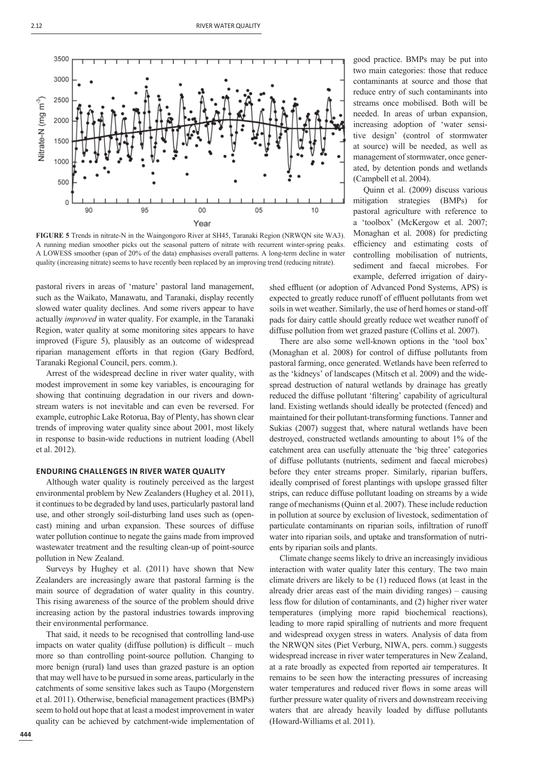**FIGURE 5** Trends in nitrate-N in the Waingongoro River at SH45, Taranaki Region (NRWQN site WA3). A running median smoother picks out the seasonal pattern of nitrate with recurrent winter-spring peaks. A LOWESS smoother (span of 20% of the data) emphasises overall patterns. A long-term decline in water quality (increasing nitrate) seems to have recently been replaced by an improving trend (reducing nitrate).

pastoral rivers in areas of 'mature' pastoral land management, such as the Waikato, Manawatu, and Taranaki, display recently slowed water quality declines. And some rivers appear to have actually *improved* in water quality. For example, in the Taranaki Region, water quality at some monitoring sites appears to have improved (Figure 5), plausibly as an outcome of widespread riparian management efforts in that region (Gary Bedford, Taranaki Regional Council, pers. comm.).

Arrest of the widespread decline in river water quality, with modest improvement in some key variables, is encouraging for showing that continuing degradation in our rivers and downstream waters is not inevitable and can even be reversed. For example, eutrophic Lake Rotorua, Bay of Plenty, has shown clear trends of improving water quality since about 2001, most likely in response to basin-wide reductions in nutrient loading (Abell et al. 2012).

## ENDURING CHALLENGES IN RIVER WATER QUALITY

Although water quality is routinely perceived as the largest environmental problem by New Zealanders (Hughey et al. 2011), it continues to be degraded by land uses, particularly pastoral land use, and other strongly soil-disturbing land uses such as (opencast) mining and urban expansion. These sources of diffuse water pollution continue to negate the gains made from improved wastewater treatment and the resulting clean-up of point-source pollution in New Zealand.

Surveys by Hughey et al. (2011) have shown that New Zealanders are increasingly aware that pastoral farming is the main source of degradation of water quality in this country. This rising awareness of the source of the problem should drive increasing action by the pastoral industries towards improving their environmental performance.

That said, it needs to be recognised that controlling land-use impacts on water quality (diffuse pollution) is difficult – much more so than controlling point-source pollution. Changing to more benign (rural) land uses than grazed pasture is an option that may well have to be pursued in some areas, particularly in the catchments of some sensitive lakes such as Taupo (Morgenstern et al. 2011). Otherwise, beneficial management practices (BMPs) seem to hold out hope that at least a modest improvement in water quality can be achieved by catchment-wide implementation of good practice. BMPs may be put into two main categories: those that reduce contaminants at source and those that reduce entry of such contaminants into streams once mobilised. Both will be needed. In areas of urban expansion, increasing adoption of 'water sensitive design' (control of stormwater at source) will be needed, as well as management of stormwater, once generated, by detention ponds and wetlands (Campbell et al. 2004).

Quinn et al. (2009) discuss various mitigation strategies (BMPs) for pastoral agriculture with reference to a 'toolbox' (McKergow et al. 2007; Monaghan et al. 2008) for predicting efficiency and estimating costs of controlling mobilisation of nutrients, sediment and faecal microbes. For example, deferred irrigation of dairy-shed effluent (or adoption of Advanced Pond Systems, APS) is expected to greatly reduce runoff of effluent pollutants from wet soils in wet weather. Similarly, the use of herd homes or stand-off pads for dairy cattle should greatly reduce wet weather runoff of diffuse pollution from wet grazed pasture (Collins et al. 2007).

There are also some well-known options in the 'tool box' (Monaghan et al. 2008) for control of diffuse pollutants from pastoral farming, once generated. Wetlands have been referred to as the 'kidneys' of landscapes (Mitsch et al. 2009) and the widespread destruction of natural wetlands by drainage has greatly reduced the diffuse pollutant 'filtering' capability of agricultural land. Existing wetlands should ideally be protected (fenced) and maintained for their pollutant-transforming functions. Tanner and Sukias (2007) suggest that, where natural wetlands have been destroyed, constructed wetlands amounting to about 1% of the catchment area can usefully attenuate the 'big three' categories of diffuse pollutants (nutrients, sediment and faecal microbes) before they enter streams proper. Similarly, riparian buffers, ideally comprised of forest plantings with upslope grassed filter strips, can reduce diffuse pollutant loading on streams by a wide range of mechanisms (Quinn et al. 2007). These include reduction in pollution at source by exclusion of livestock, sedimentation of particulate contaminants on riparian soils, infiltration of runoff water into riparian soils, and uptake and transformation of nutrients by riparian soils and plants.

Climate change seems likely to drive an increasingly invidious interaction with water quality later this century. The two main climate drivers are likely to be (1) reduced flows (at least in the already drier areas east of the main dividing ranges) – causing less flow for dilution of contaminants, and (2) higher river water temperatures (implying more rapid biochemical reactions), leading to more rapid spiralling of nutrients and more frequent and widespread oxygen stress in waters. Analysis of data from the NRWQN sites (Piet Verburg, NIWA, pers. comm.) suggests widespread increase in river water temperatures in New Zealand, at a rate broadly as expected from reported air temperatures. It remains to be seen how the interacting pressures of increasing water temperatures and reduced river flows in some areas will further pressure water quality of rivers and downstream receiving waters that are already heavily loaded by diffuse pollutants (Howard-Williams et al. 2011).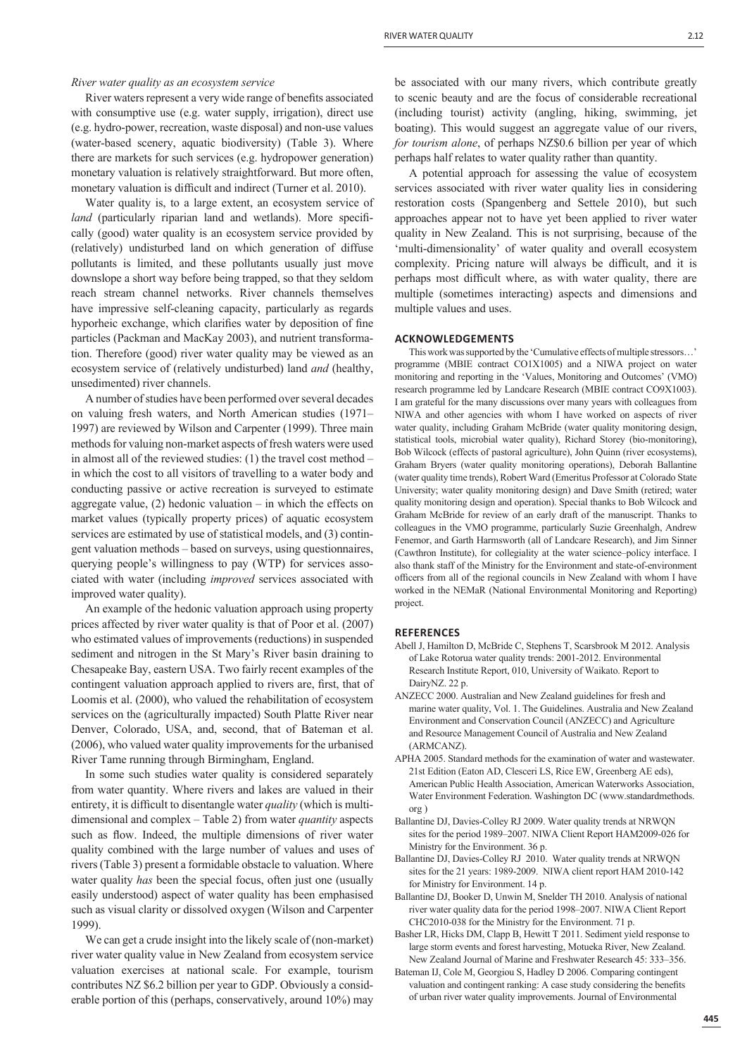*River water quality as an ecosystem service*

River waters represent a very wide range of benefits associated with consumptive use (e.g. water supply, irrigation), direct use (e.g. hydro-power, recreation, waste disposal) and non-use values (water-based scenery, aquatic biodiversity) (Table 3). Where there are markets for such services (e.g. hydropower generation) monetary valuation is relatively straightforward. But more often, monetary valuation is difficult and indirect (Turner et al. 2010).

Water quality is, to a large extent, an ecosystem service of *land* (particularly riparian land and wetlands). More specifically (good) water quality is an ecosystem service provided by (relatively) undisturbed land on which generation of diffuse pollutants is limited, and these pollutants usually just move downslope a short way before being trapped, so that they seldom reach stream channel networks. River channels themselves have impressive self-cleaning capacity, particularly as regards hyporheic exchange, which clarifies water by deposition of fine particles (Packman and MacKay 2003), and nutrient transformation. Therefore (good) river water quality may be viewed as an ecosystem service of (relatively undisturbed) land *and* (healthy, unsedimented) river channels.

A number of studies have been performed over several decades on valuing fresh waters, and North American studies (1971–1997) are reviewed by Wilson and Carpenter (1999). Three main methods for valuing non-market aspects of fresh waters were used in almost all of the reviewed studies: (1) the travel cost method – in which the cost to all visitors of travelling to a water body and conducting passive or active recreation is surveyed to estimate aggregate value, (2) hedonic valuation – in which the effects on market values (typically property prices) of aquatic ecosystem services are estimated by use of statistical models, and (3) contingent valuation methods – based on surveys, using questionnaires, querying people's willingness to pay (WTP) for services associated with water (including *improved* services associated with improved water quality).

An example of the hedonic valuation approach using property prices affected by river water quality is that of Poor et al. (2007) who estimated values of improvements (reductions) in suspended sediment and nitrogen in the St Mary's River basin draining to Chesapeake Bay, eastern USA. Two fairly recent examples of the contingent valuation approach applied to rivers are, first, that of Loomis et al. (2000), who valued the rehabilitation of ecosystem services on the (agriculturally impacted) South Platte River near Denver, Colorado, USA, and, second, that of Bateman et al. (2006), who valued water quality improvements for the urbanised River Tame running through Birmingham, England.

In some such studies water quality is considered separately from water quantity. Where rivers and lakes are valued in their entirety, it is difficult to disentangle water *quality* (which is multi-dimensional and complex – Table 2) from water *quantity* aspects such as flow. Indeed, the multiple dimensions of river water quality combined with the large number of values and uses of rivers (Table 3) present a formidable obstacle to valuation. Where water quality *has* been the special focus, often just one (usually easily understood) aspect of water quality has been emphasised such as visual clarity or dissolved oxygen (Wilson and Carpenter 1999).

We can get a crude insight into the likely scale of (non-market) river water quality value in New Zealand from ecosystem service valuation exercises at national scale. For example, tourism contributes NZ \$6.2 billion per year to GDP. Obviously a considerable portion of this (perhaps, conservatively, around 10%) may be associated with our many rivers, which contribute greatly to scenic beauty and are the focus of considerable recreational (including tourist) activity (angling, hiking, swimming, jet boating). This would suggest an aggregate value of our rivers, *for tourism alone*, of perhaps NZ\$0.6 billion per year of which perhaps half relates to water quality rather than quantity.

A potential approach for assessing the value of ecosystem services associated with river water quality lies in considering restoration costs (Spangenberg and Settele 2010), but such approaches appear not to have yet been applied to river water quality in New Zealand. This is not surprising, because of the 'multi-dimensionality' of water quality and overall ecosystem complexity. Pricing nature will always be difficult, and it is perhaps most difficult where, as with water quality, there are multiple (sometimes interacting) aspects and dimensions and multiple values and uses.

## ACKNOWLEDGEMENTS

This work was supported by the 'Cumulative effects of multiple stressors…' programme (MBIE contract CO1X1005) and a NIWA project on water monitoring and reporting in the 'Values, Monitoring and Outcomes' (VMO) research programme led by Landcare Research (MBIE contract CO9X1003). I am grateful for the many discussions over many years with colleagues from NIWA and other agencies with whom I have worked on aspects of river water quality, including Graham McBride (water quality monitoring design, statistical tools, microbial water quality), Richard Storey (bio-monitoring), Bob Wilcock (effects of pastoral agriculture), John Quinn (river ecosystems), Graham Bryers (water quality monitoring operations), Deborah Ballantine (water quality time trends), Robert Ward (Emeritus Professor at Colorado State University; water quality monitoring design) and Dave Smith (retired; water quality monitoring design and operation). Special thanks to Bob Wilcock and Graham McBride for review of an early draft of the manuscript. Thanks to colleagues in the VMO programme, particularly Suzie Greenhalgh, Andrew Fenemor, and Garth Harmsworth (all of Landcare Research), and Jim Sinner (Cawthron Institute), for collegiality at the water science–policy interface. I also thank staff of the Ministry for the Environment and state-of-environment officers from all of the regional councils in New Zealand with whom I have worked in the NEMaR (National Environmental Monitoring and Reporting) project.

## REFERENCES

Abell J, Hamilton D, McBride C, Stephens T, Scarsbrook M 2012. Analysis of Lake Rotorua water quality trends: 2001-2012. Environmental Research Institute Report, 010, University of Waikato. Report to DairyNZ. 22 p.

ANZECC 2000. Australian and New Zealand guidelines for fresh and marine water quality, Vol. 1. The Guidelines. Australia and New Zealand Environment and Conservation Council (ANZECC) and Agriculture and Resource Management Council of Australia and New Zealand (ARMCANZ).

APHA 2005. Standard methods for the examination of water and wastewater. 21st Edition (Eaton AD, Clesceri LS, Rice EW, Greenberg AE eds), American Public Health Association, American Waterworks Association, Water Environment Federation. Washington DC (www.standardmethods.org )

Ballantine DJ, Davies-Colley RJ 2009. Water quality trends at NRWQN sites for the period 1989–2007. NIWA Client Report HAM2009-026 for Ministry for the Environment. 36 p.

Ballantine DJ, Davies-Colley RJ 2010. Water quality trends at NRWQN sites for the 21 years: 1989-2009. NIWA client report HAM 2010-142 for Ministry for Environment. 14 p.

Ballantine DJ, Booker D, Unwin M, Snelder TH 2010. Analysis of national river water quality data for the period 1998–2007. NIWA Client Report CHC2010-038 for the Ministry for the Environment. 71 p.

Basher LR, Hicks DM, Clapp B, Hewitt T 2011. Sediment yield response to large storm events and forest harvesting, Motueka River, New Zealand. New Zealand Journal of Marine and Freshwater Research 45: 333–356.

Bateman IJ, Cole M, Georgiou S, Hadley D 2006. Comparing contingent valuation and contingent ranking: A case study considering the benefits of urban river water quality improvements. Journal of Environmental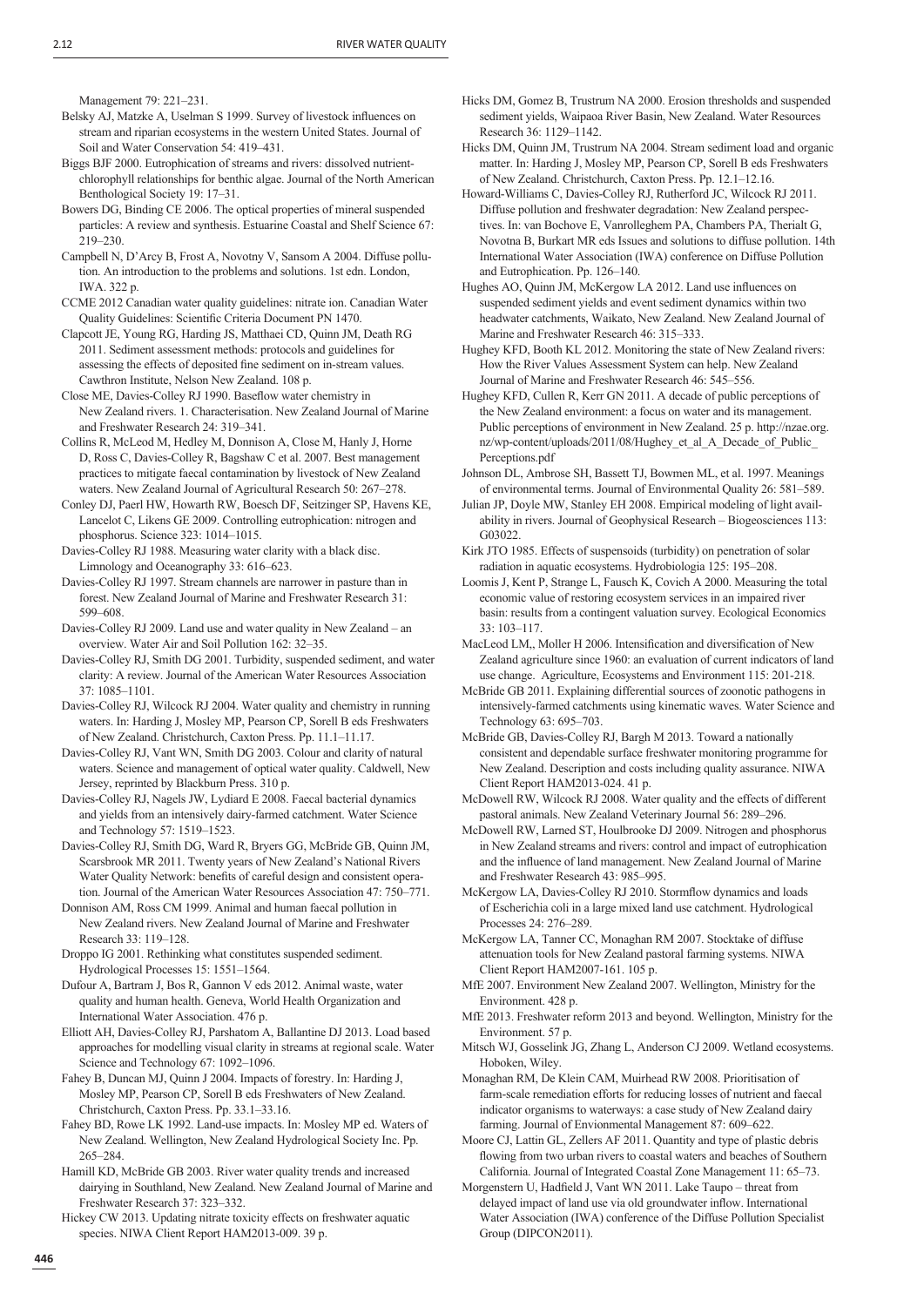Management 79: 221–231.

Belsky AJ, Matzke A, Uselman S 1999. Survey of livestock influences on stream and riparian ecosystems in the western United States. Journal of Soil and Water Conservation 54: 419–431.

Biggs BJF 2000. Eutrophication of streams and rivers: dissolved nutrient-chlorophyll relationships for benthic algae. Journal of the North American Benthological Society 19: 17–31.

Bowers DG, Binding CE 2006. The optical properties of mineral suspended particles: A review and synthesis. Estuarine Coastal and Shelf Science 67: 219–230.

Campbell N, D'Arcy B, Frost A, Novotny V, Sansom A 2004. Diffuse pollution. An introduction to the problems and solutions. 1st edn. London, IWA. 322 p.

CCME 2012 Canadian water quality guidelines: nitrate ion. Canadian Water Quality Guidelines: Scientific Criteria Document PN 1470.

Clapcott JE, Young RG, Harding JS, Matthaei CD, Quinn JM, Death RG 2011. Sediment assessment methods: protocols and guidelines for assessing the effects of deposited fine sediment on in-stream values. Cawthron Institute, Nelson New Zealand. 108 p.

Close ME, Davies-Colley RJ 1990. Baseflow water chemistry in New Zealand rivers. 1. Characterisation. New Zealand Journal of Marine and Freshwater Research 24: 319–341.

Collins R, McLeod M, Hedley M, Donnison A, Close M, Hanly J, Horne D, Ross C, Davies-Colley R, Bagshaw C et al. 2007. Best management practices to mitigate faecal contamination by livestock of New Zealand waters. New Zealand Journal of Agricultural Research 50: 267–278.

Conley DJ, Paerl HW, Howarth RW, Boesch DF, Seitzinger SP, Havens KE, Lancelot C, Likens GE 2009. Controlling eutrophication: nitrogen and phosphorus. Science 323: 1014–1015.

Davies-Colley RJ 1988. Measuring water clarity with a black disc. Limnology and Oceanography 33: 616–623.

Davies-Colley RJ 1997. Stream channels are narrower in pasture than in forest. New Zealand Journal of Marine and Freshwater Research 31: 599–608.

Davies-Colley RJ 2009. Land use and water quality in New Zealand – an overview. Water Air and Soil Pollution 162: 32–35.

Davies-Colley RJ, Smith DG 2001. Turbidity, suspended sediment, and water clarity: A review. Journal of the American Water Resources Association 37: 1085–1101.

Davies-Colley RJ, Wilcock RJ 2004. Water quality and chemistry in running waters. In: Harding J, Mosley MP, Pearson CP, Sorell B eds Freshwaters of New Zealand. Christchurch, Caxton Press. Pp. 11.1–11.17.

Davies-Colley RJ, Vant WN, Smith DG 2003. Colour and clarity of natural waters. Science and management of optical water quality. Caldwell, New Jersey, reprinted by Blackburn Press. 310 p.

Davies-Colley RJ, Nagels JW, Lydiard E 2008. Faecal bacterial dynamics and yields from an intensively dairy-farmed catchment. Water Science and Technology 57: 1519–1523.

Davies-Colley RJ, Smith DG, Ward R, Bryers GG, McBride GB, Quinn JM, Scarsbrook MR 2011. Twenty years of New Zealand's National Rivers Water Quality Network: benefits of careful design and consistent operation. Journal of the American Water Resources Association 47: 750–771.

Donnison AM, Ross CM 1999. Animal and human faecal pollution in New Zealand rivers. New Zealand Journal of Marine and Freshwater Research 33: 119–128.

Droppo IG 2001. Rethinking what constitutes suspended sediment. Hydrological Processes 15: 1551–1564.

Dufour A, Bartram J, Bos R, Gannon V eds 2012. Animal waste, water quality and human health. Geneva, World Health Organization and International Water Association. 476 p.

Elliott AH, Davies-Colley RJ, Parshatom A, Ballantine DJ 2013. Load based approaches for modelling visual clarity in streams at regional scale. Water Science and Technology 67: 1092–1096.

Fahey B, Duncan MJ, Quinn J 2004. Impacts of forestry. In: Harding J, Mosley MP, Pearson CP, Sorell B eds Freshwaters of New Zealand. Christchurch, Caxton Press. Pp. 33.1–33.16.

Fahey BD, Rowe LK 1992. Land-use impacts. In: Mosley MP ed. Waters of New Zealand. Wellington, New Zealand Hydrological Society Inc. Pp. 265–284.

Hamill KD, McBride GB 2003. River water quality trends and increased dairying in Southland, New Zealand. New Zealand Journal of Marine and Freshwater Research 37: 323–332.

Hickey CW 2013. Updating nitrate toxicity effects on freshwater aquatic species. NIWA Client Report HAM2013-009. 39 p.

Hicks DM, Gomez B, Trustrum NA 2000. Erosion thresholds and suspended sediment yields, Waipaoa River Basin, New Zealand. Water Resources Research 36: 1129–1142.

Hicks DM, Quinn JM, Trustrum NA 2004. Stream sediment load and organic matter. In: Harding J, Mosley MP, Pearson CP, Sorell B eds Freshwaters of New Zealand. Christchurch, Caxton Press. Pp. 12.1–12.16.

Howard-Williams C, Davies-Colley RJ, Rutherford JC, Wilcock RJ 2011. Diffuse pollution and freshwater degradation: New Zealand perspectives. In: van Bochove E, Vanrolleghem PA, Chambers PA, Therialt G, Novotna B, Burkart MR eds Issues and solutions to diffuse pollution. 14th International Water Association (IWA) conference on Diffuse Pollution and Eutrophication. Pp. 126–140.

Hughes AO, Quinn JM, McKergow LA 2012. Land use influences on suspended sediment yields and event sediment dynamics within two headwater catchments, Waikato, New Zealand. New Zealand Journal of Marine and Freshwater Research 46: 315–333.

Hughey KFD, Booth KL 2012. Monitoring the state of New Zealand rivers: How the River Values Assessment System can help. New Zealand Journal of Marine and Freshwater Research 46: 545–556.

Hughey KFD, Cullen R, Kerr GN 2011. A decade of public perceptions of the New Zealand environment: a focus on water and its management. Public perceptions of environment in New Zealand. 25 p. http://nzae.org.nz/wp-content/uploads/2011/08/Hughey_et_al_A_Decade_of_Public_Perceptions.pdf

Johnson DL, Ambrose SH, Bassett TJ, Bowmen ML, et al. 1997. Meanings of environmental terms. Journal of Environmental Quality 26: 581–589.

Julian JP, Doyle MW, Stanley EH 2008. Empirical modeling of light availability in rivers. Journal of Geophysical Research – Biogeosciences 113: G03022.

Kirk JTO 1985. Effects of suspensoids (turbidity) on penetration of solar radiation in aquatic ecosystems. Hydrobiologia 125: 195–208.

Loomis J, Kent P, Strange L, Fausch K, Covich A 2000. Measuring the total economic value of restoring ecosystem services in an impaired river basin: results from a contingent valuation survey. Ecological Economics 33: 103–117.

MacLeod LM,, Moller H 2006. Intensification and diversification of New Zealand agriculture since 1960: an evaluation of current indicators of land use change. Agriculture, Ecosystems and Environment 115: 201-218.

McBride GB 2011. Explaining differential sources of zoonotic pathogens in intensively-farmed catchments using kinematic waves. Water Science and Technology 63: 695–703.

McBride GB, Davies-Colley RJ, Bargh M 2013. Toward a nationally consistent and dependable surface freshwater monitoring programme for New Zealand. Description and costs including quality assurance. NIWA Client Report HAM2013-024. 41 p.

McDowell RW, Wilcock RJ 2008. Water quality and the effects of different pastoral animals. New Zealand Veterinary Journal 56: 289–296.

McDowell RW, Larned ST, Houlbrooke DJ 2009. Nitrogen and phosphorus in New Zealand streams and rivers: control and impact of eutrophication and the influence of land management. New Zealand Journal of Marine and Freshwater Research 43: 985–995.

McKergow LA, Davies-Colley RJ 2010. Stormflow dynamics and loads of Escherichia coli in a large mixed land use catchment. Hydrological Processes 24: 276–289.

McKergow LA, Tanner CC, Monaghan RM 2007. Stocktake of diffuse attenuation tools for New Zealand pastoral farming systems. NIWA Client Report HAM2007-161. 105 p.

MfE 2007. Environment New Zealand 2007. Wellington, Ministry for the Environment. 428 p.

MfE 2013. Freshwater reform 2013 and beyond. Wellington, Ministry for the Environment. 57 p.

Mitsch WJ, Gosselink JG, Zhang L, Anderson CJ 2009. Wetland ecosystems. Hoboken, Wiley.

Monaghan RM, De Klein CAM, Muirhead RW 2008. Prioritisation of farm-scale remediation efforts for reducing losses of nutrient and faecal indicator organisms to waterways: a case study of New Zealand dairy farming. Journal of Envionmental Management 87: 609–622.

Moore CJ, Lattin GL, Zellers AF 2011. Quantity and type of plastic debris flowing from two urban rivers to coastal waters and beaches of Southern California. Journal of Integrated Coastal Zone Management 11: 65–73.

Morgenstern U, Hadfield J, Vant WN 2011. Lake Taupo – threat from delayed impact of land use via old groundwater inflow. International Water Association (IWA) conference of the Diffuse Pollution Specialist Group (DIPCON2011).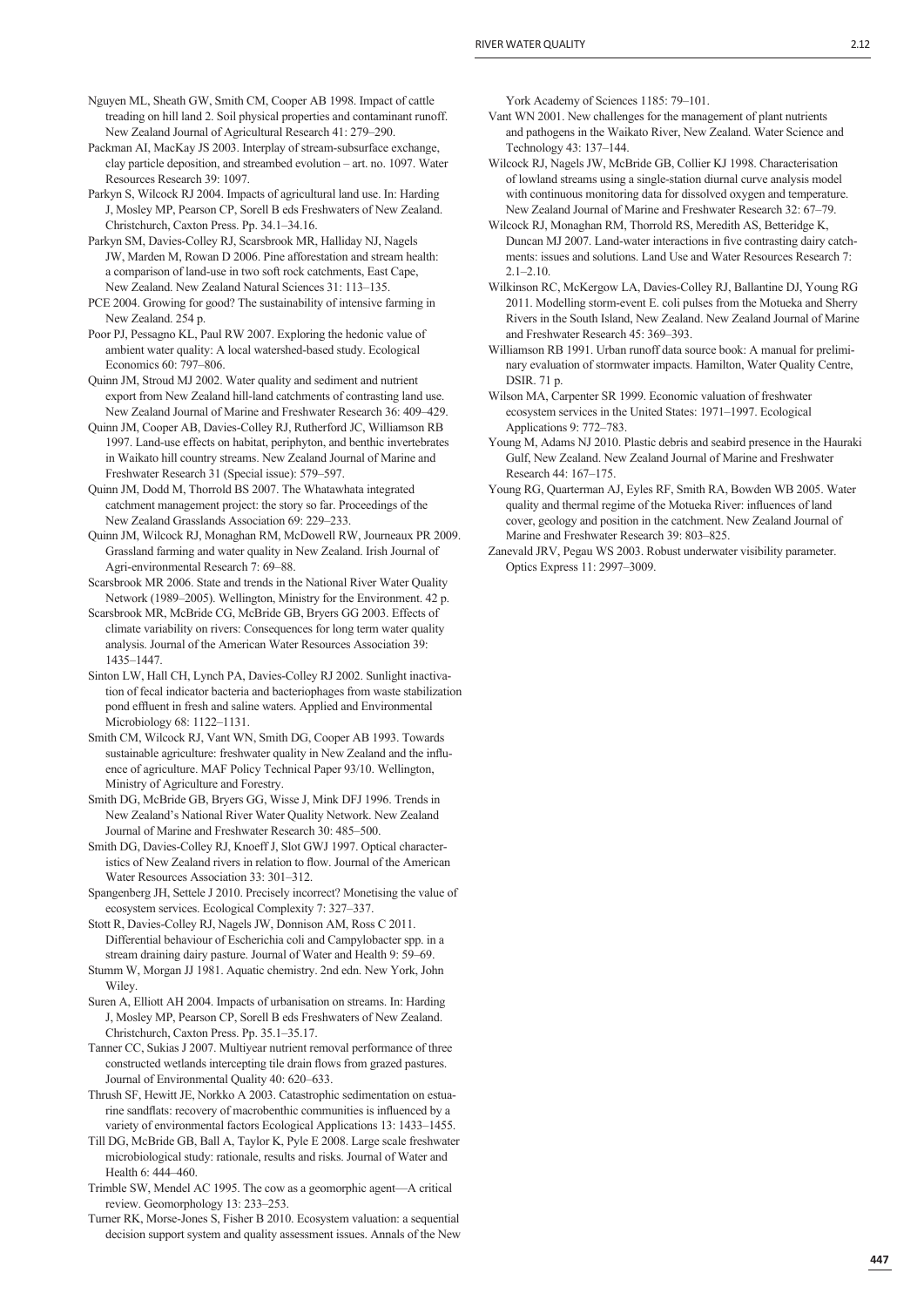Nguyen ML, Sheath GW, Smith CM, Cooper AB 1998. Impact of cattle treading on hill land 2. Soil physical properties and contaminant runoff. New Zealand Journal of Agricultural Research 41: 279–290.

Packman AI, MacKay JS 2003. Interplay of stream-subsurface exchange, clay particle deposition, and streambed evolution – art. no. 1097. Water Resources Research 39: 1097.

Parkyn S, Wilcock RJ 2004. Impacts of agricultural land use. In: Harding J, Mosley MP, Pearson CP, Sorell B eds Freshwaters of New Zealand. Christchurch, Caxton Press. Pp. 34.1–34.16.

Parkyn SM, Davies-Colley RJ, Scarsbrook MR, Halliday NJ, Nagels JW, Marden M, Rowan D 2006. Pine afforestation and stream health: a comparison of land-use in two soft rock catchments, East Cape, New Zealand. New Zealand Natural Sciences 31: 113–135.

PCE 2004. Growing for good? The sustainability of intensive farming in New Zealand. 254 p.

Poor PJ, Pessagno KL, Paul RW 2007. Exploring the hedonic value of ambient water quality: A local watershed-based study. Ecological Economics 60: 797–806.

Quinn JM, Stroud MJ 2002. Water quality and sediment and nutrient export from New Zealand hill-land catchments of contrasting land use. New Zealand Journal of Marine and Freshwater Research 36: 409–429.

Quinn JM, Cooper AB, Davies-Colley RJ, Rutherford JC, Williamson RB 1997. Land-use effects on habitat, periphyton, and benthic invertebrates in Waikato hill country streams. New Zealand Journal of Marine and Freshwater Research 31 (Special issue): 579–597.

Quinn JM, Dodd M, Thorrold BS 2007. The Whatawhata integrated catchment management project: the story so far. Proceedings of the New Zealand Grasslands Association 69: 229–233.

Quinn JM, Wilcock RJ, Monaghan RM, McDowell RW, Journeaux PR 2009. Grassland farming and water quality in New Zealand. Irish Journal of Agri-environmental Research 7: 69–88.

Scarsbrook MR 2006. State and trends in the National River Water Quality Network (1989–2005). Wellington, Ministry for the Environment. 42 p.

Scarsbrook MR, McBride CG, McBride GB, Bryers GG 2003. Effects of climate variability on rivers: Consequences for long term water quality analysis. Journal of the American Water Resources Association 39: 1435–1447.

Sinton LW, Hall CH, Lynch PA, Davies-Colley RJ 2002. Sunlight inactivation of fecal indicator bacteria and bacteriophages from waste stabilization pond effluent in fresh and saline waters. Applied and Environmental Microbiology 68: 1122–1131.

Smith CM, Wilcock RJ, Vant WN, Smith DG, Cooper AB 1993. Towards sustainable agriculture: freshwater quality in New Zealand and the influence of agriculture. MAF Policy Technical Paper 93/10. Wellington, Ministry of Agriculture and Forestry.

Smith DG, McBride GB, Bryers GG, Wisse J, Mink DFJ 1996. Trends in New Zealand's National River Water Quality Network. New Zealand Journal of Marine and Freshwater Research 30: 485–500.

Smith DG, Davies-Colley RJ, Knoeff J, Slot GWJ 1997. Optical characteristics of New Zealand rivers in relation to flow. Journal of the American Water Resources Association 33: 301–312.

Spangenberg JH, Settele J 2010. Precisely incorrect? Monetising the value of ecosystem services. Ecological Complexity 7: 327–337.

Stott R, Davies-Colley RJ, Nagels JW, Donnison AM, Ross C 2011. Differential behaviour of Escherichia coli and Campylobacter spp. in a stream draining dairy pasture. Journal of Water and Health 9: 59–69.

Stumm W, Morgan JJ 1981. Aquatic chemistry. 2nd edn. New York, John Wiley.

Suren A, Elliott AH 2004. Impacts of urbanisation on streams. In: Harding J, Mosley MP, Pearson CP, Sorell B eds Freshwaters of New Zealand. Christchurch, Caxton Press. Pp. 35.1–35.17.

Tanner CC, Sukias J 2007. Multiyear nutrient removal performance of three constructed wetlands intercepting tile drain flows from grazed pastures. Journal of Environmental Quality 40: 620–633.

Thrush SF, Hewitt JE, Norkko A 2003. Catastrophic sedimentation on estuarine sandflats: recovery of macrobenthic communities is influenced by a variety of environmental factors Ecological Applications 13: 1433–1455.

Till DG, McBride GB, Ball A, Taylor K, Pyle E 2008. Large scale freshwater microbiological study: rationale, results and risks. Journal of Water and Health 6: 444–460.

Trimble SW, Mendel AC 1995. The cow as a geomorphic agent—A critical review. Geomorphology 13: 233–253.

Turner RK, Morse-Jones S, Fisher B 2010. Ecosystem valuation: a sequential decision support system and quality assessment issues. Annals of the New York Academy of Sciences 1185: 79–101.

Vant WN 2001. New challenges for the management of plant nutrients and pathogens in the Waikato River, New Zealand. Water Science and Technology 43: 137–144.

Wilcock RJ, Nagels JW, McBride GB, Collier KJ 1998. Characterisation of lowland streams using a single-station diurnal curve analysis model with continuous monitoring data for dissolved oxygen and temperature. New Zealand Journal of Marine and Freshwater Research 32: 67–79.

Wilcock RJ, Monaghan RM, Thorrold RS, Meredith AS, Betteridge K, Duncan MJ 2007. Land-water interactions in five contrasting dairy catchments: issues and solutions. Land Use and Water Resources Research 7: 2.1–2.10.

Wilkinson RC, McKergow LA, Davies-Colley RJ, Ballantine DJ, Young RG 2011. Modelling storm-event E. coli pulses from the Motueka and Sherry Rivers in the South Island, New Zealand. New Zealand Journal of Marine and Freshwater Research 45: 369–393.

Williamson RB 1991. Urban runoff data source book: A manual for preliminary evaluation of stormwater impacts. Hamilton, Water Quality Centre, DSIR. 71 p.

Wilson MA, Carpenter SR 1999. Economic valuation of freshwater ecosystem services in the United States: 1971–1997. Ecological Applications 9: 772–783.

Young M, Adams NJ 2010. Plastic debris and seabird presence in the Hauraki Gulf, New Zealand. New Zealand Journal of Marine and Freshwater Research 44: 167–175.

Young RG, Quarterman AJ, Eyles RF, Smith RA, Bowden WB 2005. Water quality and thermal regime of the Motueka River: influences of land cover, geology and position in the catchment. New Zealand Journal of Marine and Freshwater Research 39: 803–825.

Zanevald JRV, Pegau WS 2003. Robust underwater visibility parameter. Optics Express 11: 2997–3009.